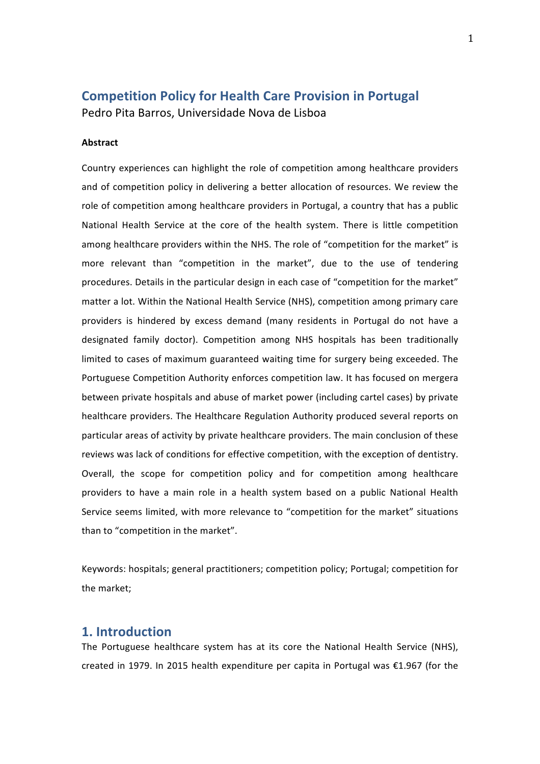# Competition Policy for Health Care Provision in Portugal

Pedro Pita Barros, Universidade Nova de Lisboa

**Abstract**

Country experiences can highlight the role of competition among healthcare providers and of competition policy in delivering a better allocation of resources. We review the role of competition among healthcare providers in Portugal, a country that has a public National Health Service at the core of the health system. There is little competition among healthcare providers within the NHS. The role of "competition for the market" is more relevant than "competition in the market", due to the use of tendering procedures. Details in the particular design in each case of "competition for the market" matter a lot. Within the National Health Service (NHS), competition among primary care providers is hindered by excess demand (many residents in Portugal do not have a designated family doctor). Competition among NHS hospitals has been traditionally limited to cases of maximum guaranteed waiting time for surgery being exceeded. The Portuguese Competition Authority enforces competition law. It has focused on mergera between private hospitals and abuse of market power (including cartel cases) by private healthcare providers. The Healthcare Regulation Authority produced several reports on particular areas of activity by private healthcare providers. The main conclusion of these reviews was lack of conditions for effective competition, with the exception of dentistry. Overall, the scope for competition policy and for competition among healthcare providers to have a main role in a health system based on a public National Health Service seems limited, with more relevance to "competition for the market" situations than to "competition in the market".

Keywords: hospitals; general practitioners; competition policy; Portugal; competition for the market;

## 1. Introduction

The Portuguese healthcare system has at its core the National Health Service (NHS), created in 1979. In 2015 health expenditure per capita in Portugal was €1.967 (for the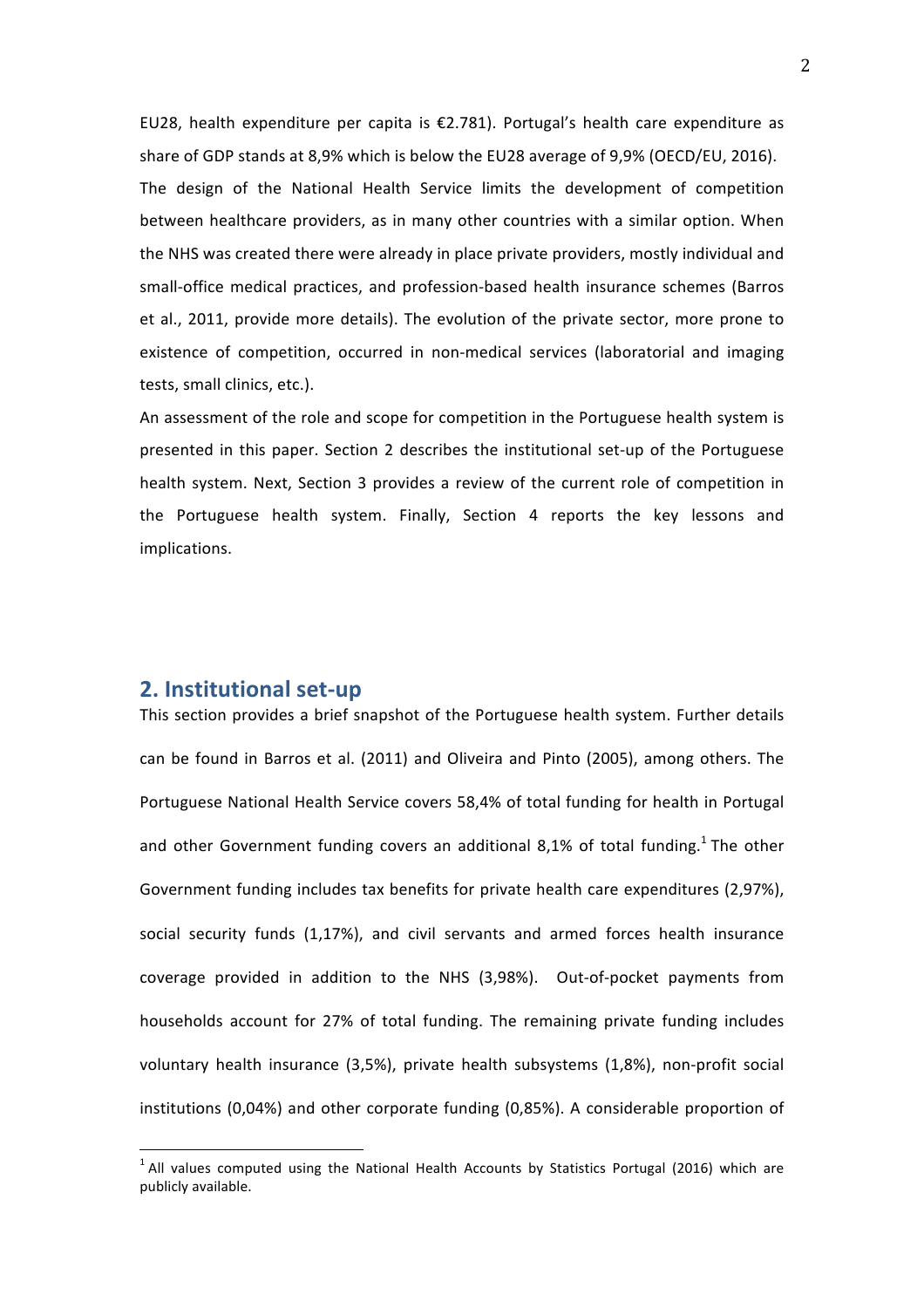EU28, health expenditure per capita is €2.781). Portugal's health care expenditure as share of GDP stands at 8,9% which is below the EU28 average of 9,9% (OECD/EU, 2016).

The design of the National Health Service limits the development of competition between healthcare providers, as in many other countries with a similar option. When the NHS was created there were already in place private providers, mostly individual and small-office medical practices, and profession-based health insurance schemes (Barros et al., 2011, provide more details). The evolution of the private sector, more prone to existence of competition, occurred in non-medical services (laboratorial and imaging tests, small clinics, etc.).

An assessment of the role and scope for competition in the Portuguese health system is presented in this paper. Section 2 describes the institutional set-up of the Portuguese health system. Next, Section 3 provides a review of the current role of competition in the Portuguese health system. Finally, Section 4 reports the key lessons and implications.

## 2. Institutional set-up

This section provides a brief snapshot of the Portuguese health system. Further details can be found in Barros et al. (2011) and Oliveira and Pinto (2005), among others. The Portuguese National Health Service covers 58,4% of total funding for health in Portugal and other Government funding covers an additional 8,1% of total funding.[1] The other Government funding includes tax benefits for private health care expenditures (2,97%), social security funds (1,17%), and civil servants and armed forces health insurance coverage provided in addition to the NHS (3,98%). Out-of-pocket payments from households account for 27% of total funding. The remaining private funding includes voluntary health insurance (3,5%), private health subsystems (1,8%), non-profit social institutions (0,04%) and other corporate funding (0,85%). A considerable proportion of

[1] All values computed using the National Health Accounts by Statistics Portugal (2016) which are publicly available.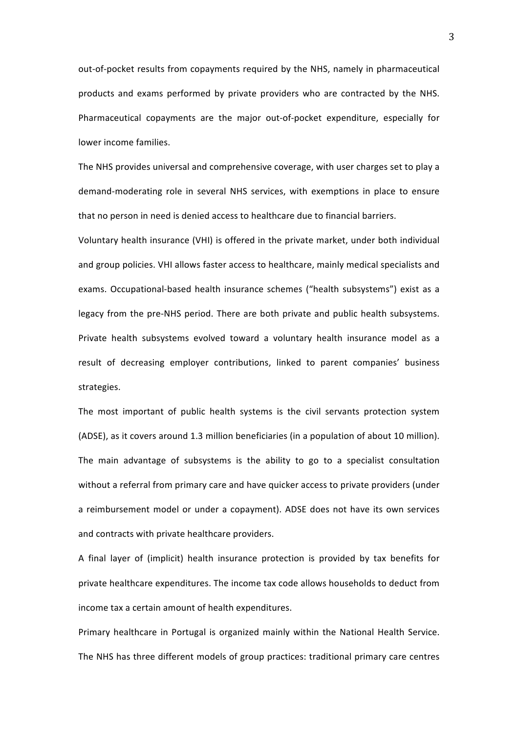out-of-pocket results from copayments required by the NHS, namely in pharmaceutical products and exams performed by private providers who are contracted by the NHS. Pharmaceutical copayments are the major out-of-pocket expenditure, especially for lower income families.

The NHS provides universal and comprehensive coverage, with user charges set to play a demand-moderating role in several NHS services, with exemptions in place to ensure that no person in need is denied access to healthcare due to financial barriers.

Voluntary health insurance (VHI) is offered in the private market, under both individual and group policies. VHI allows faster access to healthcare, mainly medical specialists and exams. Occupational-based health insurance schemes ("health subsystems") exist as a legacy from the pre-NHS period. There are both private and public health subsystems. Private health subsystems evolved toward a voluntary health insurance model as a result of decreasing employer contributions, linked to parent companies' business strategies.

The most important of public health systems is the civil servants protection system (ADSE), as it covers around 1.3 million beneficiaries (in a population of about 10 million). The main advantage of subsystems is the ability to go to a specialist consultation without a referral from primary care and have quicker access to private providers (under a reimbursement model or under a copayment). ADSE does not have its own services and contracts with private healthcare providers.

A final layer of (implicit) health insurance protection is provided by tax benefits for private healthcare expenditures. The income tax code allows households to deduct from income tax a certain amount of health expenditures.

Primary healthcare in Portugal is organized mainly within the National Health Service. The NHS has three different models of group practices: traditional primary care centres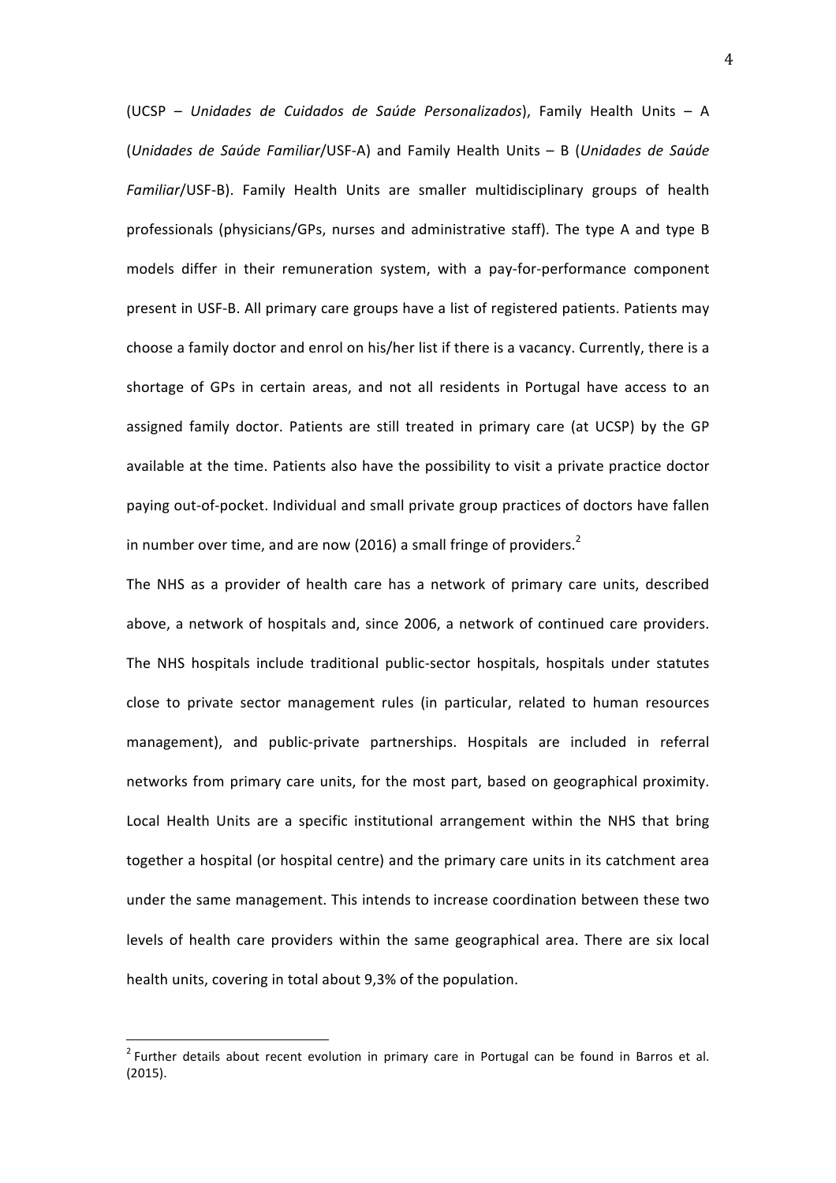(UCSP – *Unidades de Cuidados de Saúde Personalizados*), Family Health Units – A (*Unidades de Saúde Familiar*/USF-A) and Family Health Units – B (*Unidades de Saúde Familiar*/USF-B). Family Health Units are smaller multidisciplinary groups of health professionals (physicians/GPs, nurses and administrative staff). The type A and type B models differ in their remuneration system, with a pay-for-performance component present in USF-B. All primary care groups have a list of registered patients. Patients may choose a family doctor and enrol on his/her list if there is a vacancy. Currently, there is a shortage of GPs in certain areas, and not all residents in Portugal have access to an assigned family doctor. Patients are still treated in primary care (at UCSP) by the GP available at the time. Patients also have the possibility to visit a private practice doctor paying out-of-pocket. Individual and small private group practices of doctors have fallen in number over time, and are now (2016) a small fringe of providers.[2]

The NHS as a provider of health care has a network of primary care units, described above, a network of hospitals and, since 2006, a network of continued care providers. The NHS hospitals include traditional public-sector hospitals, hospitals under statutes close to private sector management rules (in particular, related to human resources management), and public-private partnerships. Hospitals are included in referral networks from primary care units, for the most part, based on geographical proximity. Local Health Units are a specific institutional arrangement within the NHS that bring together a hospital (or hospital centre) and the primary care units in its catchment area under the same management. This intends to increase coordination between these two levels of health care providers within the same geographical area. There are six local health units, covering in total about 9,3% of the population.

---

[2] Further details about recent evolution in primary care in Portugal can be found in Barros et al. (2015).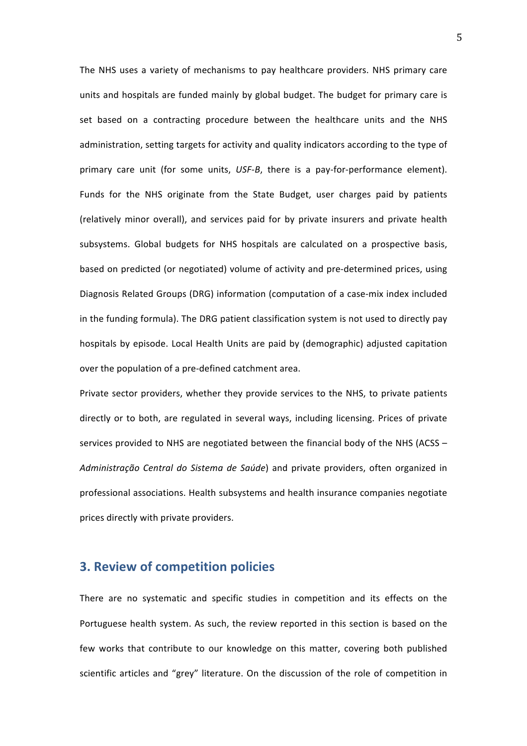The NHS uses a variety of mechanisms to pay healthcare providers. NHS primary care units and hospitals are funded mainly by global budget. The budget for primary care is set based on a contracting procedure between the healthcare units and the NHS administration, setting targets for activity and quality indicators according to the type of primary care unit (for some units, *USF-B*, there is a pay-for-performance element). Funds for the NHS originate from the State Budget, user charges paid by patients (relatively minor overall), and services paid for by private insurers and private health subsystems. Global budgets for NHS hospitals are calculated on a prospective basis, based on predicted (or negotiated) volume of activity and pre-determined prices, using Diagnosis Related Groups (DRG) information (computation of a case-mix index included in the funding formula). The DRG patient classification system is not used to directly pay hospitals by episode. Local Health Units are paid by (demographic) adjusted capitation over the population of a pre-defined catchment area.

Private sector providers, whether they provide services to the NHS, to private patients directly or to both, are regulated in several ways, including licensing. Prices of private services provided to NHS are negotiated between the financial body of the NHS (ACSS – *Administração Central do Sistema de Saúde*) and private providers, often organized in professional associations. Health subsystems and health insurance companies negotiate prices directly with private providers.

## 3. Review of competition policies

There are no systematic and specific studies in competition and its effects on the Portuguese health system. As such, the review reported in this section is based on the few works that contribute to our knowledge on this matter, covering both published scientific articles and "grey" literature. On the discussion of the role of competition in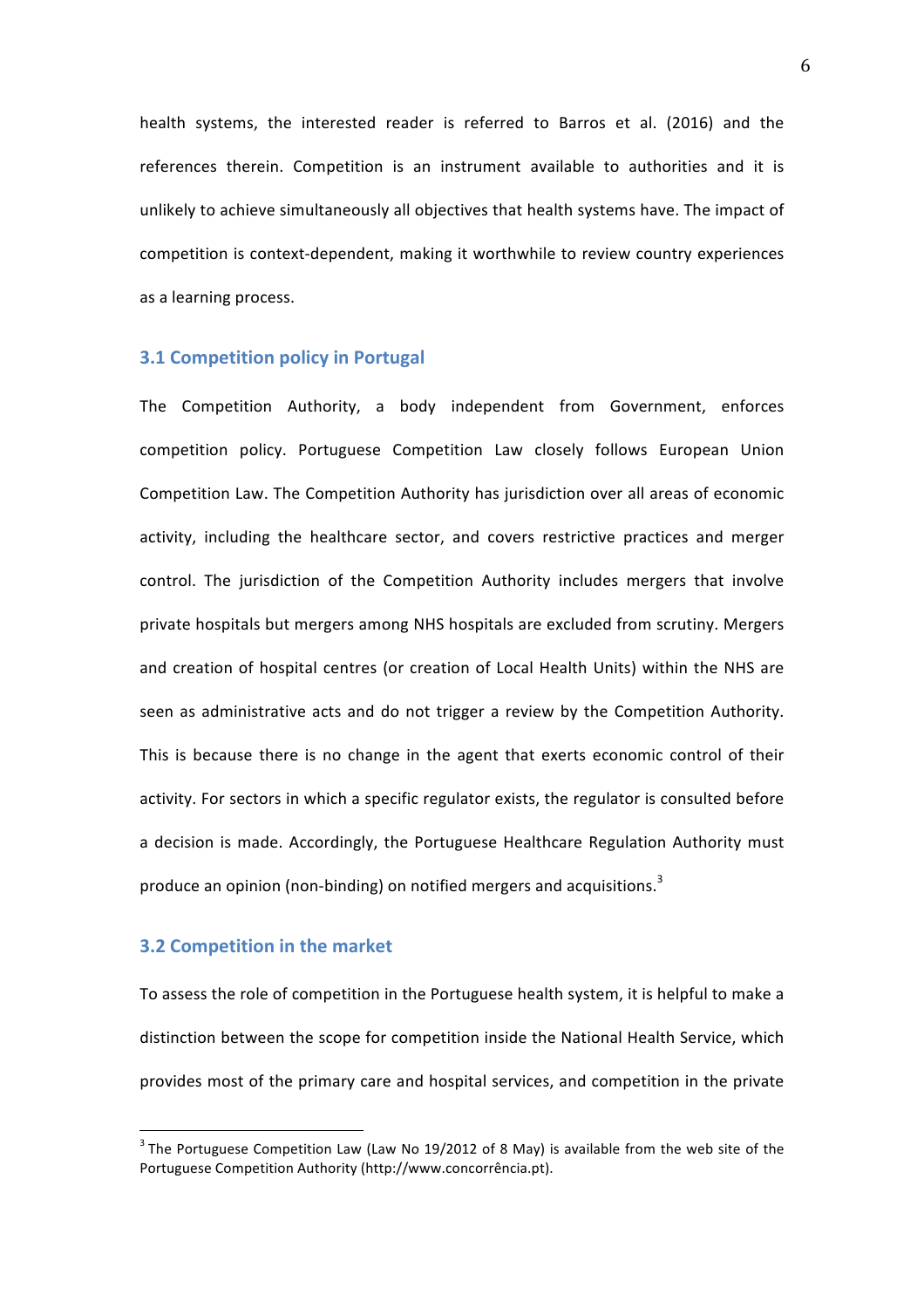health systems, the interested reader is referred to Barros et al. (2016) and the references therein. Competition is an instrument available to authorities and it is unlikely to achieve simultaneously all objectives that health systems have. The impact of competition is context-dependent, making it worthwhile to review country experiences as a learning process.

### 3.1 Competition policy in Portugal

The Competition Authority, a body independent from Government, enforces competition policy. Portuguese Competition Law closely follows European Union Competition Law. The Competition Authority has jurisdiction over all areas of economic activity, including the healthcare sector, and covers restrictive practices and merger control. The jurisdiction of the Competition Authority includes mergers that involve private hospitals but mergers among NHS hospitals are excluded from scrutiny. Mergers and creation of hospital centres (or creation of Local Health Units) within the NHS are seen as administrative acts and do not trigger a review by the Competition Authority. This is because there is no change in the agent that exerts economic control of their activity. For sectors in which a specific regulator exists, the regulator is consulted before a decision is made. Accordingly, the Portuguese Healthcare Regulation Authority must produce an opinion (non-binding) on notified mergers and acquisitions.[3]

### 3.2 Competition in the market

To assess the role of competition in the Portuguese health system, it is helpful to make a distinction between the scope for competition inside the National Health Service, which provides most of the primary care and hospital services, and competition in the private

[3] The Portuguese Competition Law (Law No 19/2012 of 8 May) is available from the web site of the Portuguese Competition Authority (http://www.concorrência.pt).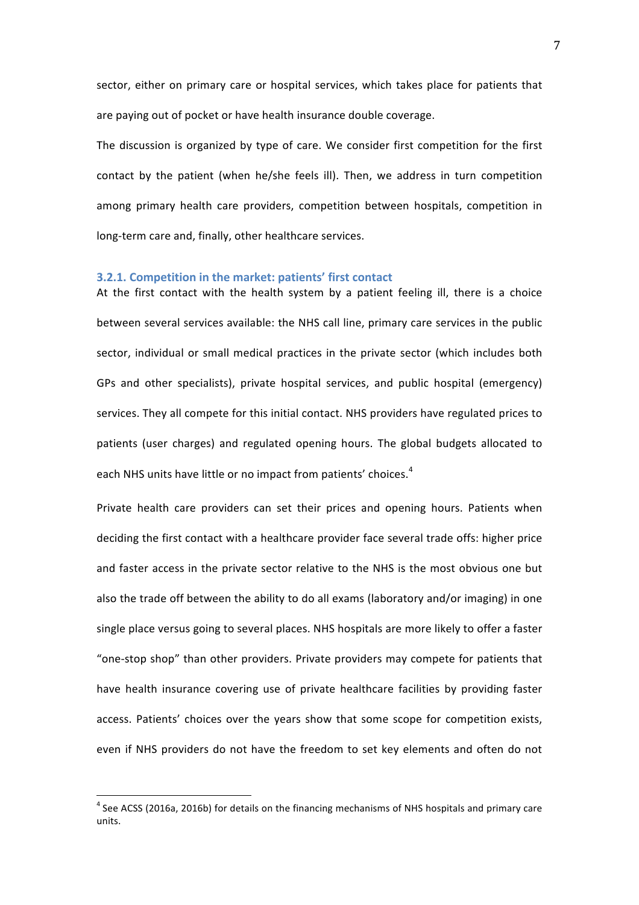sector, either on primary care or hospital services, which takes place for patients that are paying out of pocket or have health insurance double coverage.

The discussion is organized by type of care. We consider first competition for the first contact by the patient (when he/she feels ill). Then, we address in turn competition among primary health care providers, competition between hospitals, competition in long-term care and, finally, other healthcare services.

### 3.2.1. Competition in the market: patients' first contact

At the first contact with the health system by a patient feeling ill, there is a choice between several services available: the NHS call line, primary care services in the public sector, individual or small medical practices in the private sector (which includes both GPs and other specialists), private hospital services, and public hospital (emergency) services. They all compete for this initial contact. NHS providers have regulated prices to patients (user charges) and regulated opening hours. The global budgets allocated to each NHS units have little or no impact from patients' choices.[4]

Private health care providers can set their prices and opening hours. Patients when deciding the first contact with a healthcare provider face several trade offs: higher price and faster access in the private sector relative to the NHS is the most obvious one but also the trade off between the ability to do all exams (laboratory and/or imaging) in one single place versus going to several places. NHS hospitals are more likely to offer a faster "one-stop shop" than other providers. Private providers may compete for patients that have health insurance covering use of private healthcare facilities by providing faster access. Patients' choices over the years show that some scope for competition exists, even if NHS providers do not have the freedom to set key elements and often do not

[4] See ACSS (2016a, 2016b) for details on the financing mechanisms of NHS hospitals and primary care units.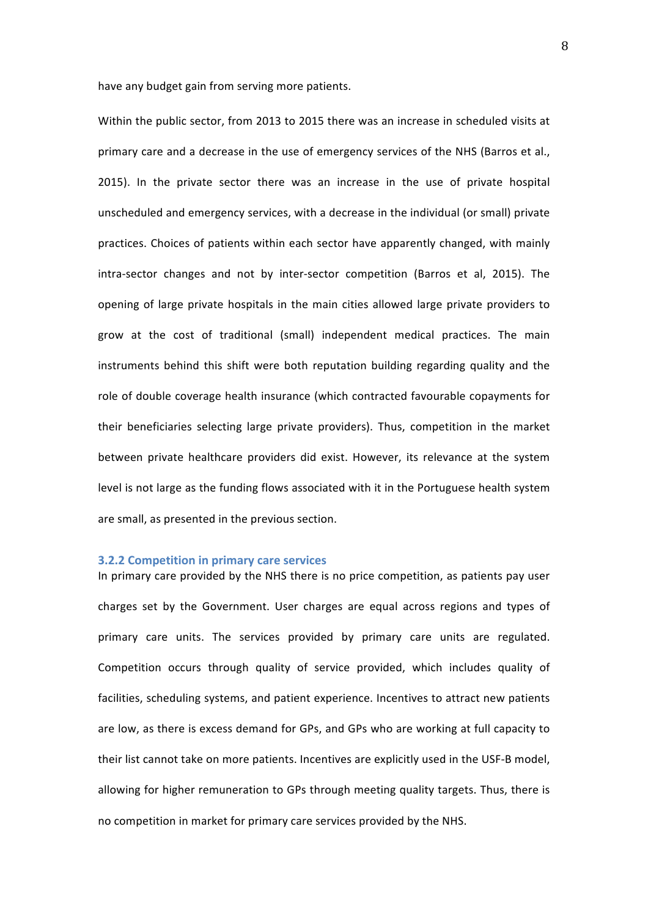have any budget gain from serving more patients.

Within the public sector, from 2013 to 2015 there was an increase in scheduled visits at primary care and a decrease in the use of emergency services of the NHS (Barros et al., 2015). In the private sector there was an increase in the use of private hospital unscheduled and emergency services, with a decrease in the individual (or small) private practices. Choices of patients within each sector have apparently changed, with mainly intra-sector changes and not by inter-sector competition (Barros et al, 2015). The opening of large private hospitals in the main cities allowed large private providers to grow at the cost of traditional (small) independent medical practices. The main instruments behind this shift were both reputation building regarding quality and the role of double coverage health insurance (which contracted favourable copayments for their beneficiaries selecting large private providers). Thus, competition in the market between private healthcare providers did exist. However, its relevance at the system level is not large as the funding flows associated with it in the Portuguese health system are small, as presented in the previous section.

### 3.2.2 Competition in primary care services

In primary care provided by the NHS there is no price competition, as patients pay user charges set by the Government. User charges are equal across regions and types of primary care units. The services provided by primary care units are regulated. Competition occurs through quality of service provided, which includes quality of facilities, scheduling systems, and patient experience. Incentives to attract new patients are low, as there is excess demand for GPs, and GPs who are working at full capacity to their list cannot take on more patients. Incentives are explicitly used in the USF-B model, allowing for higher remuneration to GPs through meeting quality targets. Thus, there is no competition in market for primary care services provided by the NHS.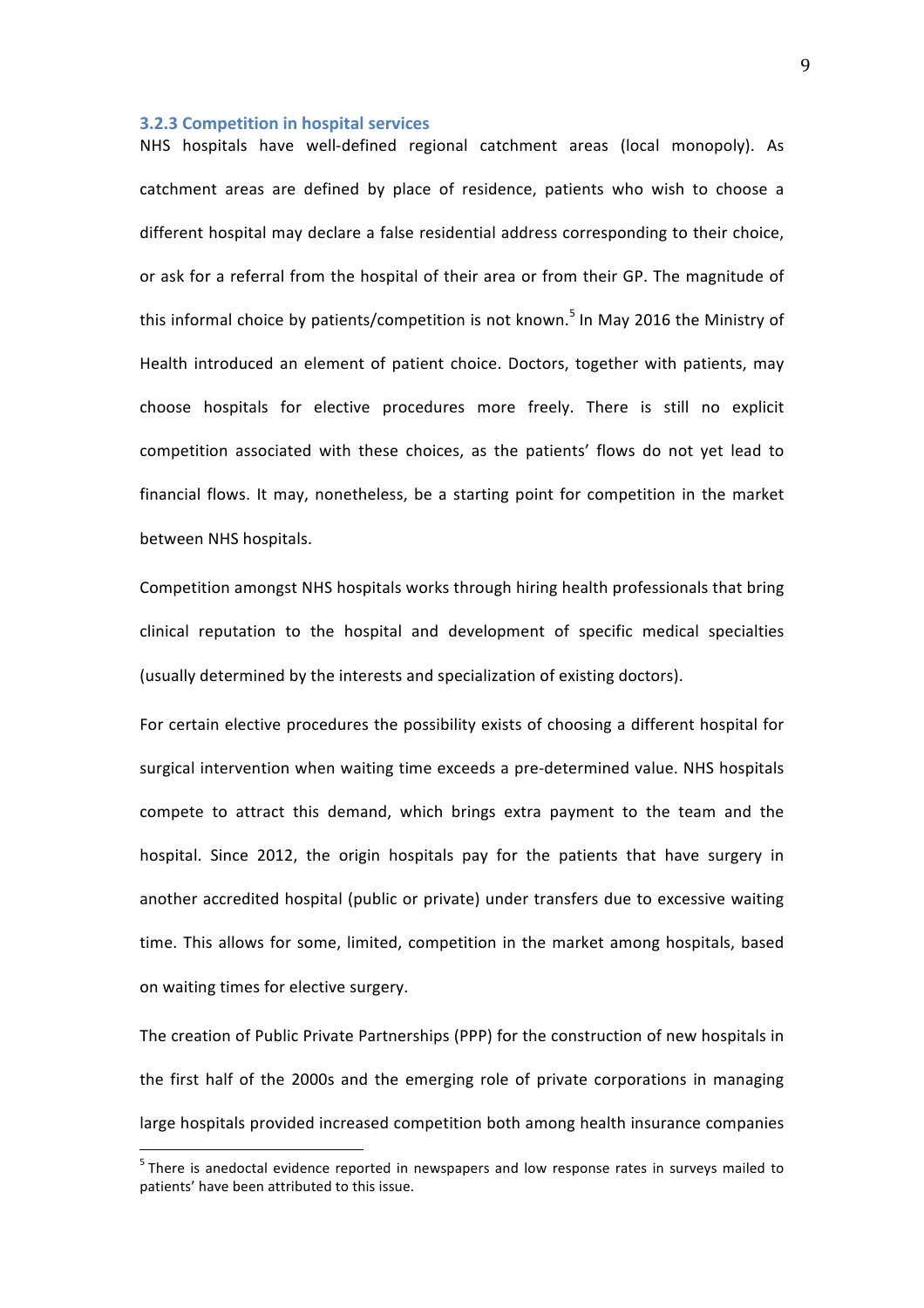### 3.2.3 Competition in hospital services

NHS hospitals have well-defined regional catchment areas (local monopoly). As catchment areas are defined by place of residence, patients who wish to choose a different hospital may declare a false residential address corresponding to their choice, or ask for a referral from the hospital of their area or from their GP. The magnitude of this informal choice by patients/competition is not known.[5] In May 2016 the Ministry of Health introduced an element of patient choice. Doctors, together with patients, may choose hospitals for elective procedures more freely. There is still no explicit competition associated with these choices, as the patients' flows do not yet lead to financial flows. It may, nonetheless, be a starting point for competition in the market between NHS hospitals.

Competition amongst NHS hospitals works through hiring health professionals that bring clinical reputation to the hospital and development of specific medical specialties (usually determined by the interests and specialization of existing doctors).

For certain elective procedures the possibility exists of choosing a different hospital for surgical intervention when waiting time exceeds a pre-determined value. NHS hospitals compete to attract this demand, which brings extra payment to the team and the hospital. Since 2012, the origin hospitals pay for the patients that have surgery in another accredited hospital (public or private) under transfers due to excessive waiting time. This allows for some, limited, competition in the market among hospitals, based on waiting times for elective surgery.

The creation of Public Private Partnerships (PPP) for the construction of new hospitals in the first half of the 2000s and the emerging role of private corporations in managing large hospitals provided increased competition both among health insurance companies

[5] There is anedoctal evidence reported in newspapers and low response rates in surveys mailed to patients' have been attributed to this issue.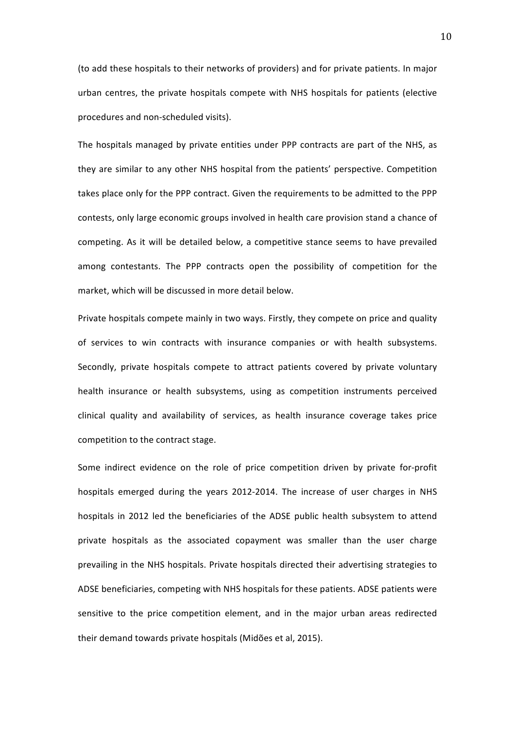(to add these hospitals to their networks of providers) and for private patients. In major urban centres, the private hospitals compete with NHS hospitals for patients (elective procedures and non-scheduled visits).

The hospitals managed by private entities under PPP contracts are part of the NHS, as they are similar to any other NHS hospital from the patients' perspective. Competition takes place only for the PPP contract. Given the requirements to be admitted to the PPP contests, only large economic groups involved in health care provision stand a chance of competing. As it will be detailed below, a competitive stance seems to have prevailed among contestants. The PPP contracts open the possibility of competition for the market, which will be discussed in more detail below.

Private hospitals compete mainly in two ways. Firstly, they compete on price and quality of services to win contracts with insurance companies or with health subsystems. Secondly, private hospitals compete to attract patients covered by private voluntary health insurance or health subsystems, using as competition instruments perceived clinical quality and availability of services, as health insurance coverage takes price competition to the contract stage.

Some indirect evidence on the role of price competition driven by private for-profit hospitals emerged during the years 2012-2014. The increase of user charges in NHS hospitals in 2012 led the beneficiaries of the ADSE public health subsystem to attend private hospitals as the associated copayment was smaller than the user charge prevailing in the NHS hospitals. Private hospitals directed their advertising strategies to ADSE beneficiaries, competing with NHS hospitals for these patients. ADSE patients were sensitive to the price competition element, and in the major urban areas redirected their demand towards private hospitals (Midões et al, 2015).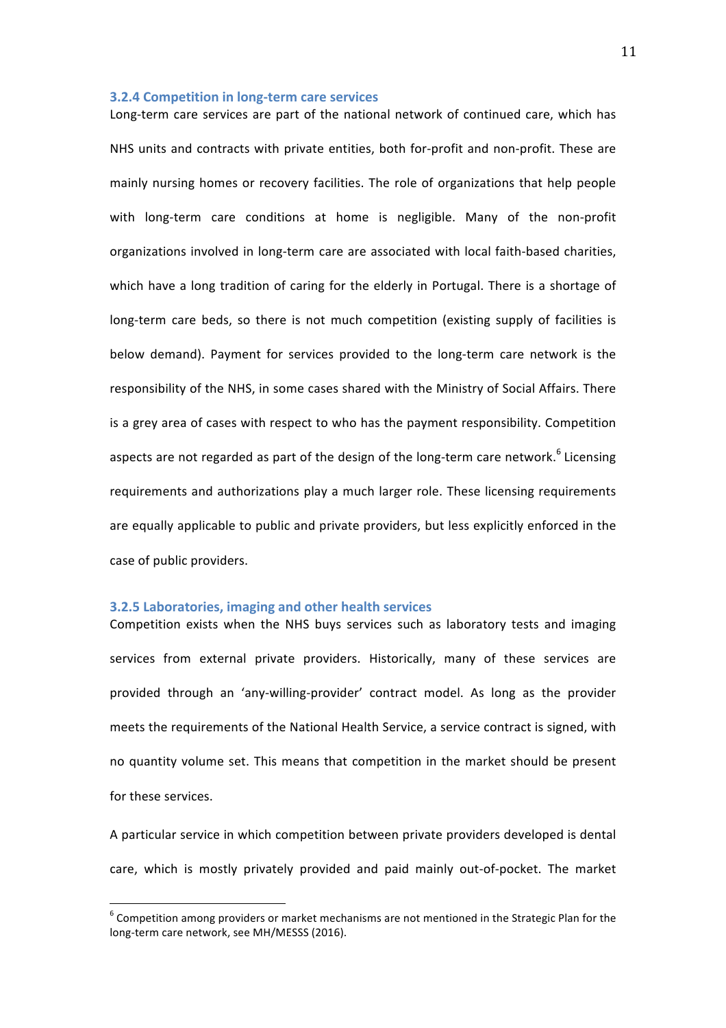### 3.2.4 Competition in long-term care services

Long-term care services are part of the national network of continued care, which has NHS units and contracts with private entities, both for-profit and non-profit. These are mainly nursing homes or recovery facilities. The role of organizations that help people with long-term care conditions at home is negligible. Many of the non-profit organizations involved in long-term care are associated with local faith-based charities, which have a long tradition of caring for the elderly in Portugal. There is a shortage of long-term care beds, so there is not much competition (existing supply of facilities is below demand). Payment for services provided to the long-term care network is the responsibility of the NHS, in some cases shared with the Ministry of Social Affairs. There is a grey area of cases with respect to who has the payment responsibility. Competition aspects are not regarded as part of the design of the long-term care network.[6] Licensing requirements and authorizations play a much larger role. These licensing requirements are equally applicable to public and private providers, but less explicitly enforced in the case of public providers.

### 3.2.5 Laboratories, imaging and other health services

Competition exists when the NHS buys services such as laboratory tests and imaging services from external private providers. Historically, many of these services are provided through an 'any-willing-provider' contract model. As long as the provider meets the requirements of the National Health Service, a service contract is signed, with no quantity volume set. This means that competition in the market should be present for these services.

A particular service in which competition between private providers developed is dental care, which is mostly privately provided and paid mainly out-of-pocket. The market

[6] Competition among providers or market mechanisms are not mentioned in the Strategic Plan for the long-term care network, see MH/MESSS (2016).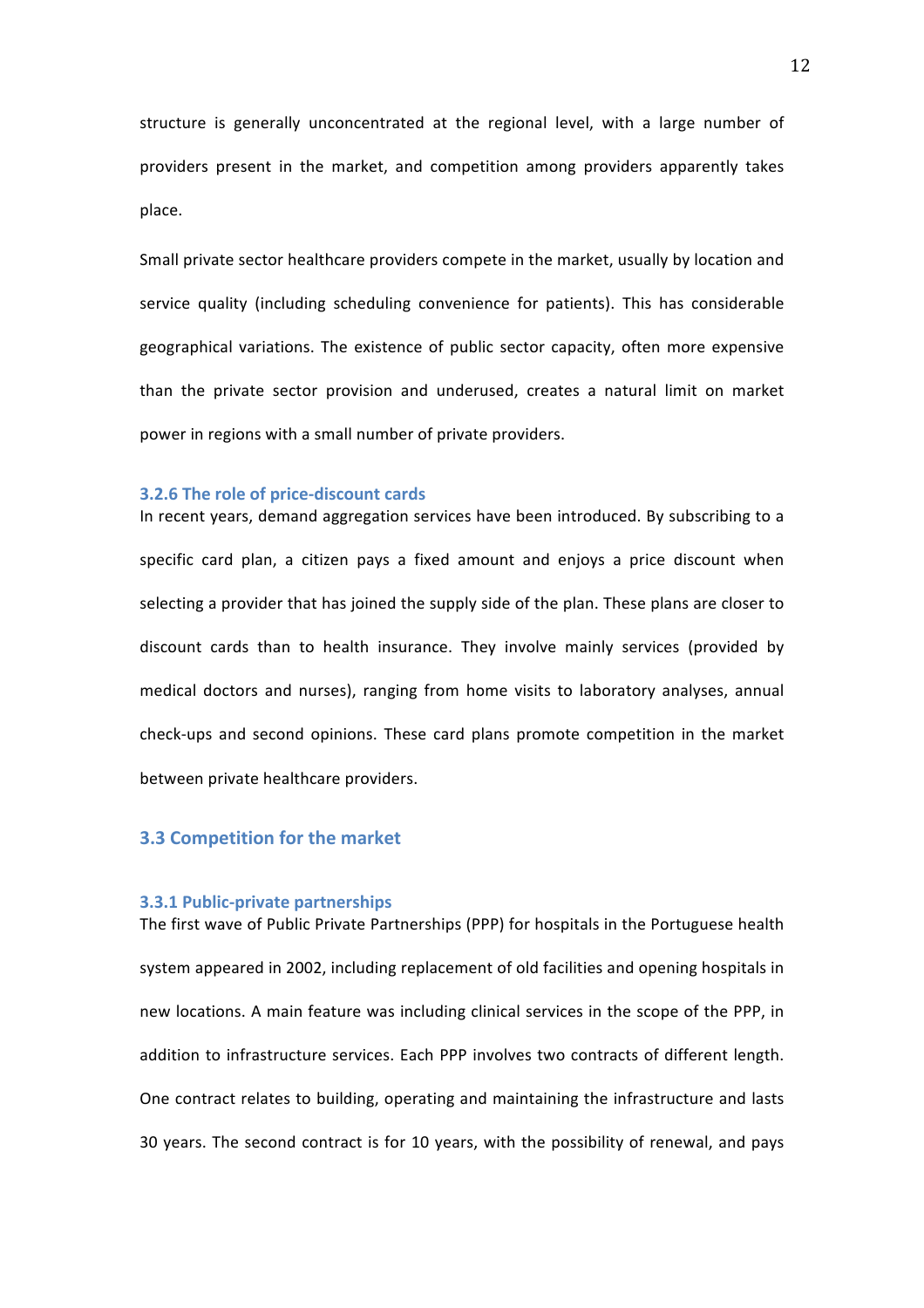structure is generally unconcentrated at the regional level, with a large number of providers present in the market, and competition among providers apparently takes place.

Small private sector healthcare providers compete in the market, usually by location and service quality (including scheduling convenience for patients). This has considerable geographical variations. The existence of public sector capacity, often more expensive than the private sector provision and underused, creates a natural limit on market power in regions with a small number of private providers.

### 3.2.6 The role of price-discount cards

In recent years, demand aggregation services have been introduced. By subscribing to a specific card plan, a citizen pays a fixed amount and enjoys a price discount when selecting a provider that has joined the supply side of the plan. These plans are closer to discount cards than to health insurance. They involve mainly services (provided by medical doctors and nurses), ranging from home visits to laboratory analyses, annual check-ups and second opinions. These card plans promote competition in the market between private healthcare providers.

## 3.3 Competition for the market

### 3.3.1 Public-private partnerships

The first wave of Public Private Partnerships (PPP) for hospitals in the Portuguese health system appeared in 2002, including replacement of old facilities and opening hospitals in new locations. A main feature was including clinical services in the scope of the PPP, in addition to infrastructure services. Each PPP involves two contracts of different length. One contract relates to building, operating and maintaining the infrastructure and lasts 30 years. The second contract is for 10 years, with the possibility of renewal, and pays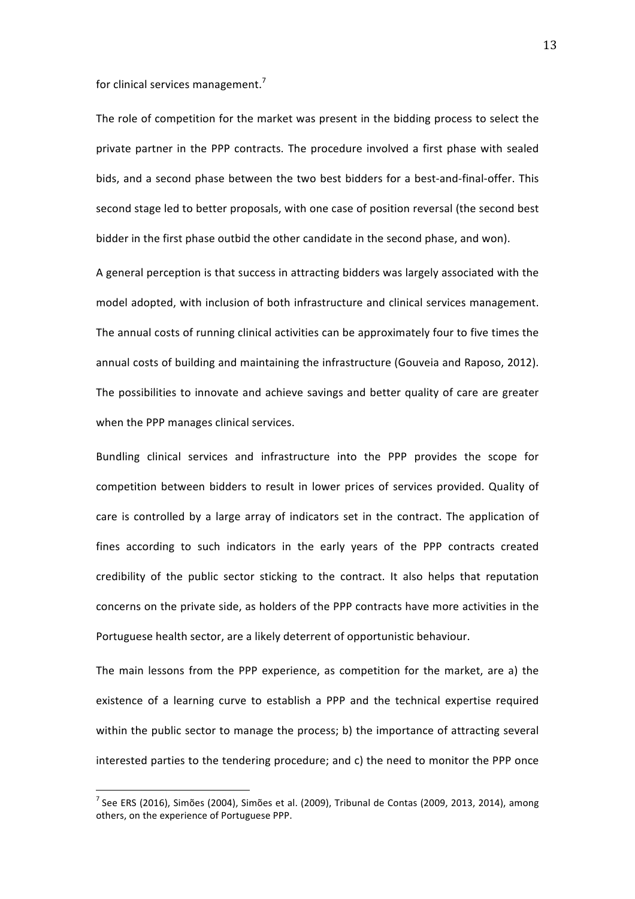for clinical services management.[7]

The role of competition for the market was present in the bidding process to select the private partner in the PPP contracts. The procedure involved a first phase with sealed bids, and a second phase between the two best bidders for a best-and-final-offer. This second stage led to better proposals, with one case of position reversal (the second best bidder in the first phase outbid the other candidate in the second phase, and won).

A general perception is that success in attracting bidders was largely associated with the model adopted, with inclusion of both infrastructure and clinical services management. The annual costs of running clinical activities can be approximately four to five times the annual costs of building and maintaining the infrastructure (Gouveia and Raposo, 2012). The possibilities to innovate and achieve savings and better quality of care are greater when the PPP manages clinical services.

Bundling clinical services and infrastructure into the PPP provides the scope for competition between bidders to result in lower prices of services provided. Quality of care is controlled by a large array of indicators set in the contract. The application of fines according to such indicators in the early years of the PPP contracts created credibility of the public sector sticking to the contract. It also helps that reputation concerns on the private side, as holders of the PPP contracts have more activities in the Portuguese health sector, are a likely deterrent of opportunistic behaviour.

The main lessons from the PPP experience, as competition for the market, are a) the existence of a learning curve to establish a PPP and the technical expertise required within the public sector to manage the process; b) the importance of attracting several interested parties to the tendering procedure; and c) the need to monitor the PPP once

[7] See ERS (2016), Simões (2004), Simões et al. (2009), Tribunal de Contas (2009, 2013, 2014), among others, on the experience of Portuguese PPP.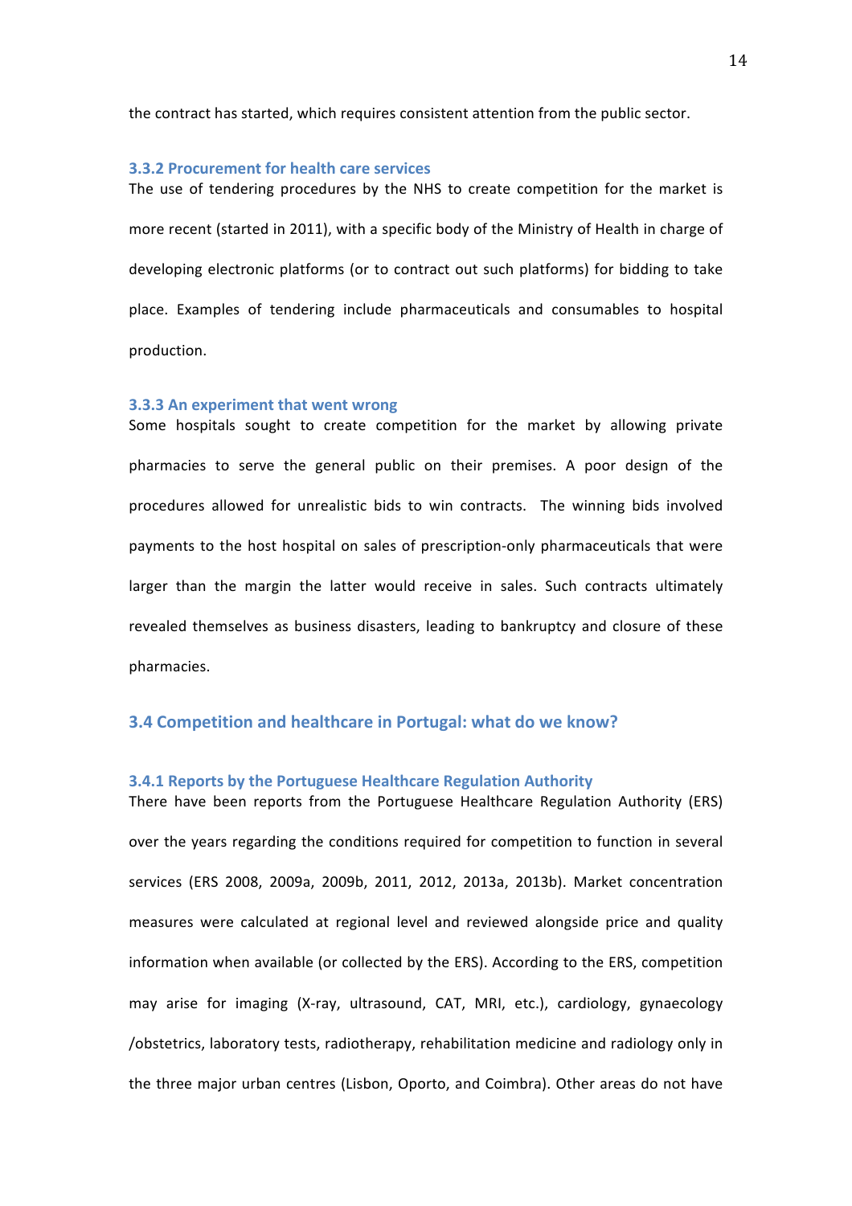the contract has started, which requires consistent attention from the public sector.

### 3.3.2 Procurement for health care services

The use of tendering procedures by the NHS to create competition for the market is more recent (started in 2011), with a specific body of the Ministry of Health in charge of developing electronic platforms (or to contract out such platforms) for bidding to take place. Examples of tendering include pharmaceuticals and consumables to hospital production.

### 3.3.3 An experiment that went wrong

Some hospitals sought to create competition for the market by allowing private pharmacies to serve the general public on their premises. A poor design of the procedures allowed for unrealistic bids to win contracts. The winning bids involved payments to the host hospital on sales of prescription-only pharmaceuticals that were larger than the margin the latter would receive in sales. Such contracts ultimately revealed themselves as business disasters, leading to bankruptcy and closure of these pharmacies.

## 3.4 Competition and healthcare in Portugal: what do we know?

### 3.4.1 Reports by the Portuguese Healthcare Regulation Authority

There have been reports from the Portuguese Healthcare Regulation Authority (ERS) over the years regarding the conditions required for competition to function in several services (ERS 2008, 2009a, 2009b, 2011, 2012, 2013a, 2013b). Market concentration measures were calculated at regional level and reviewed alongside price and quality information when available (or collected by the ERS). According to the ERS, competition may arise for imaging (X-ray, ultrasound, CAT, MRI, etc.), cardiology, gynaecology /obstetrics, laboratory tests, radiotherapy, rehabilitation medicine and radiology only in the three major urban centres (Lisbon, Oporto, and Coimbra). Other areas do not have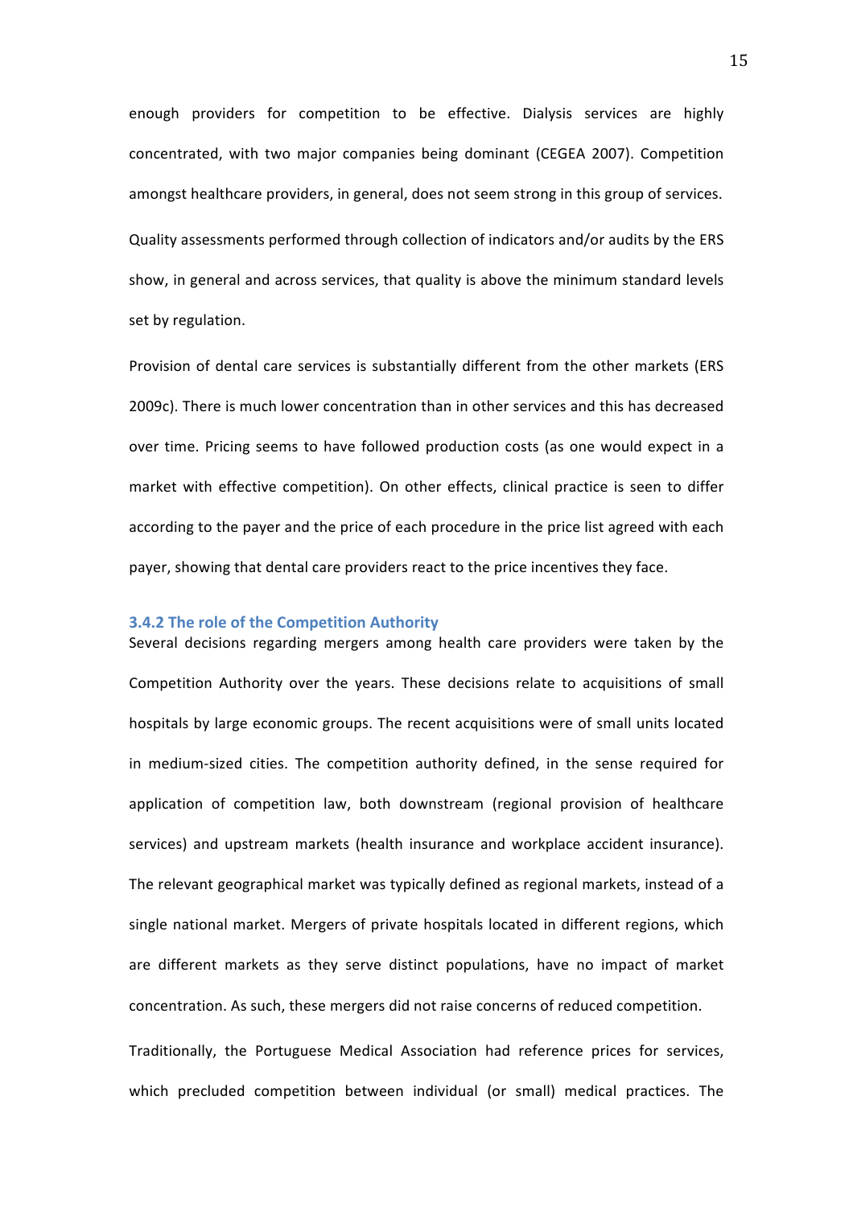enough providers for competition to be effective. Dialysis services are highly concentrated, with two major companies being dominant (CEGEA 2007). Competition amongst healthcare providers, in general, does not seem strong in this group of services.

Quality assessments performed through collection of indicators and/or audits by the ERS show, in general and across services, that quality is above the minimum standard levels set by regulation.

Provision of dental care services is substantially different from the other markets (ERS 2009c). There is much lower concentration than in other services and this has decreased over time. Pricing seems to have followed production costs (as one would expect in a market with effective competition). On other effects, clinical practice is seen to differ according to the payer and the price of each procedure in the price list agreed with each payer, showing that dental care providers react to the price incentives they face.

### 3.4.2 The role of the Competition Authority

Several decisions regarding mergers among health care providers were taken by the Competition Authority over the years. These decisions relate to acquisitions of small hospitals by large economic groups. The recent acquisitions were of small units located in medium-sized cities. The competition authority defined, in the sense required for application of competition law, both downstream (regional provision of healthcare services) and upstream markets (health insurance and workplace accident insurance). The relevant geographical market was typically defined as regional markets, instead of a single national market. Mergers of private hospitals located in different regions, which are different markets as they serve distinct populations, have no impact of market concentration. As such, these mergers did not raise concerns of reduced competition.

Traditionally, the Portuguese Medical Association had reference prices for services, which precluded competition between individual (or small) medical practices. The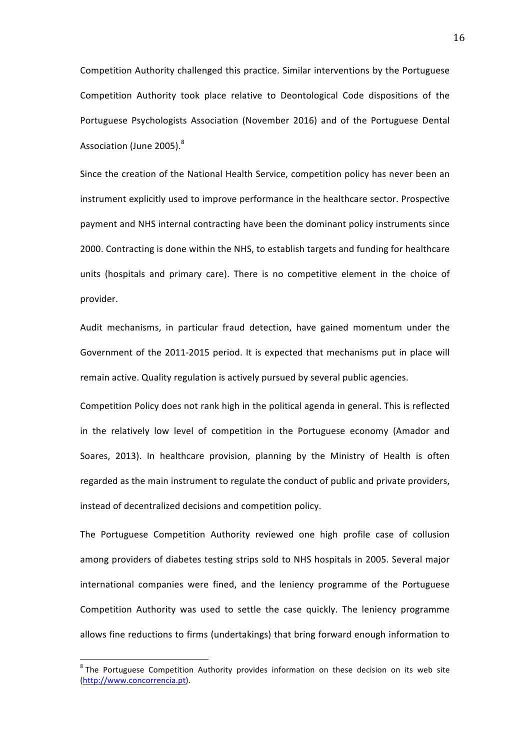Competition Authority challenged this practice. Similar interventions by the Portuguese Competition Authority took place relative to Deontological Code dispositions of the Portuguese Psychologists Association (November 2016) and of the Portuguese Dental Association (June 2005).[8]

Since the creation of the National Health Service, competition policy has never been an instrument explicitly used to improve performance in the healthcare sector. Prospective payment and NHS internal contracting have been the dominant policy instruments since 2000. Contracting is done within the NHS, to establish targets and funding for healthcare units (hospitals and primary care). There is no competitive element in the choice of provider.

Audit mechanisms, in particular fraud detection, have gained momentum under the Government of the 2011-2015 period. It is expected that mechanisms put in place will remain active. Quality regulation is actively pursued by several public agencies.

Competition Policy does not rank high in the political agenda in general. This is reflected in the relatively low level of competition in the Portuguese economy (Amador and Soares, 2013). In healthcare provision, planning by the Ministry of Health is often regarded as the main instrument to regulate the conduct of public and private providers, instead of decentralized decisions and competition policy.

The Portuguese Competition Authority reviewed one high profile case of collusion among providers of diabetes testing strips sold to NHS hospitals in 2005. Several major international companies were fined, and the leniency programme of the Portuguese Competition Authority was used to settle the case quickly. The leniency programme allows fine reductions to firms (undertakings) that bring forward enough information to

---

[8] The Portuguese Competition Authority provides information on these decision on its web site (http://www.concorrencia.pt).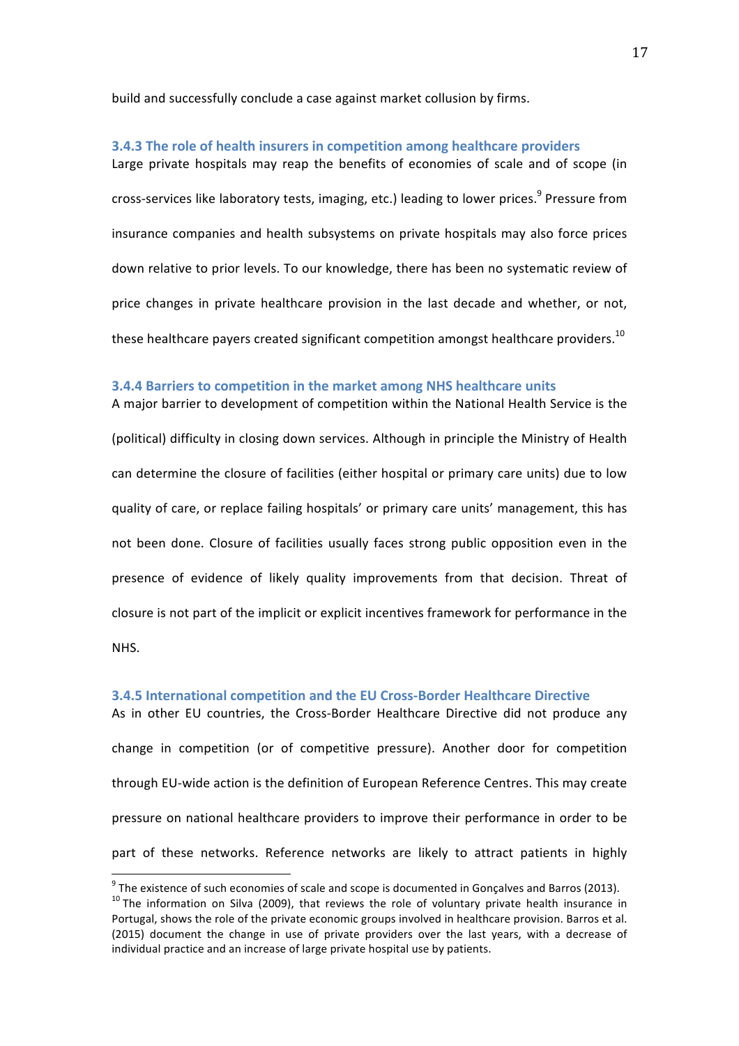build and successfully conclude a case against market collusion by firms.

### 3.4.3 The role of health insurers in competition among healthcare providers

Large private hospitals may reap the benefits of economies of scale and of scope (in cross-services like laboratory tests, imaging, etc.) leading to lower prices.[9] Pressure from insurance companies and health subsystems on private hospitals may also force prices down relative to prior levels. To our knowledge, there has been no systematic review of price changes in private healthcare provision in the last decade and whether, or not, these healthcare payers created significant competition amongst healthcare providers.[10]

### 3.4.4 Barriers to competition in the market among NHS healthcare units

A major barrier to development of competition within the National Health Service is the (political) difficulty in closing down services. Although in principle the Ministry of Health can determine the closure of facilities (either hospital or primary care units) due to low quality of care, or replace failing hospitals' or primary care units' management, this has not been done. Closure of facilities usually faces strong public opposition even in the presence of evidence of likely quality improvements from that decision. Threat of closure is not part of the implicit or explicit incentives framework for performance in the NHS.

### 3.4.5 International competition and the EU Cross-Border Healthcare Directive

As in other EU countries, the Cross-Border Healthcare Directive did not produce any change in competition (or of competitive pressure). Another door for competition through EU-wide action is the definition of European Reference Centres. This may create pressure on national healthcare providers to improve their performance in order to be part of these networks. Reference networks are likely to attract patients in highly

---

[9] The existence of such economies of scale and scope is documented in Gonçalves and Barros (2013).

[10] The information on Silva (2009), that reviews the role of voluntary private health insurance in Portugal, shows the role of the private economic groups involved in healthcare provision. Barros et al. (2015) document the change in use of private providers over the last years, with a decrease of individual practice and an increase of large private hospital use by patients.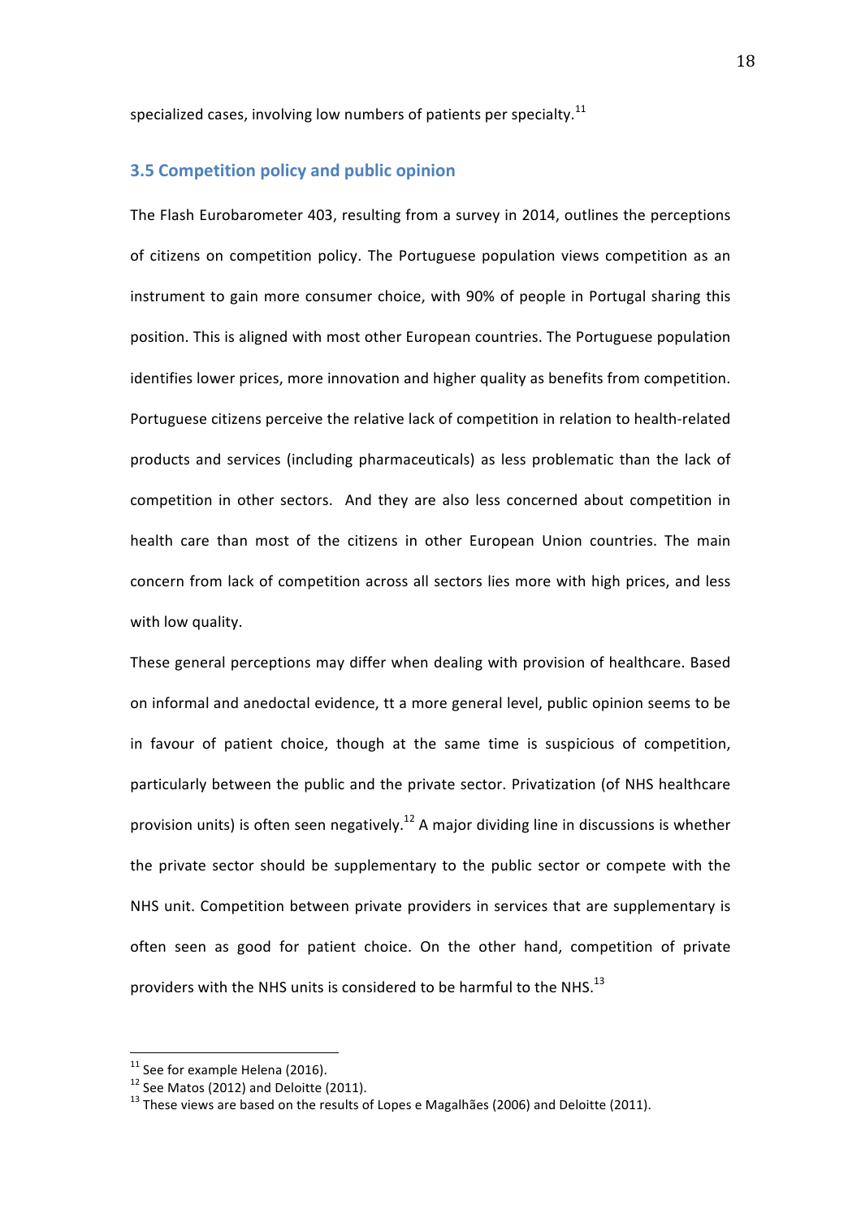specialized cases, involving low numbers of patients per specialty.[11]

### 3.5 Competition policy and public opinion

The Flash Eurobarometer 403, resulting from a survey in 2014, outlines the perceptions of citizens on competition policy. The Portuguese population views competition as an instrument to gain more consumer choice, with 90% of people in Portugal sharing this position. This is aligned with most other European countries. The Portuguese population identifies lower prices, more innovation and higher quality as benefits from competition. Portuguese citizens perceive the relative lack of competition in relation to health-related products and services (including pharmaceuticals) as less problematic than the lack of competition in other sectors. And they are also less concerned about competition in health care than most of the citizens in other European Union countries. The main concern from lack of competition across all sectors lies more with high prices, and less with low quality.

These general perceptions may differ when dealing with provision of healthcare. Based on informal and anedoctal evidence, tt a more general level, public opinion seems to be in favour of patient choice, though at the same time is suspicious of competition, particularly between the public and the private sector. Privatization (of NHS healthcare provision units) is often seen negatively.[12] A major dividing line in discussions is whether the private sector should be supplementary to the public sector or compete with the NHS unit. Competition between private providers in services that are supplementary is often seen as good for patient choice. On the other hand, competition of private providers with the NHS units is considered to be harmful to the NHS.[13]

---

[11] See for example Helena (2016).

[12] See Matos (2012) and Deloitte (2011).

[13] These views are based on the results of Lopes e Magalhães (2006) and Deloitte (2011).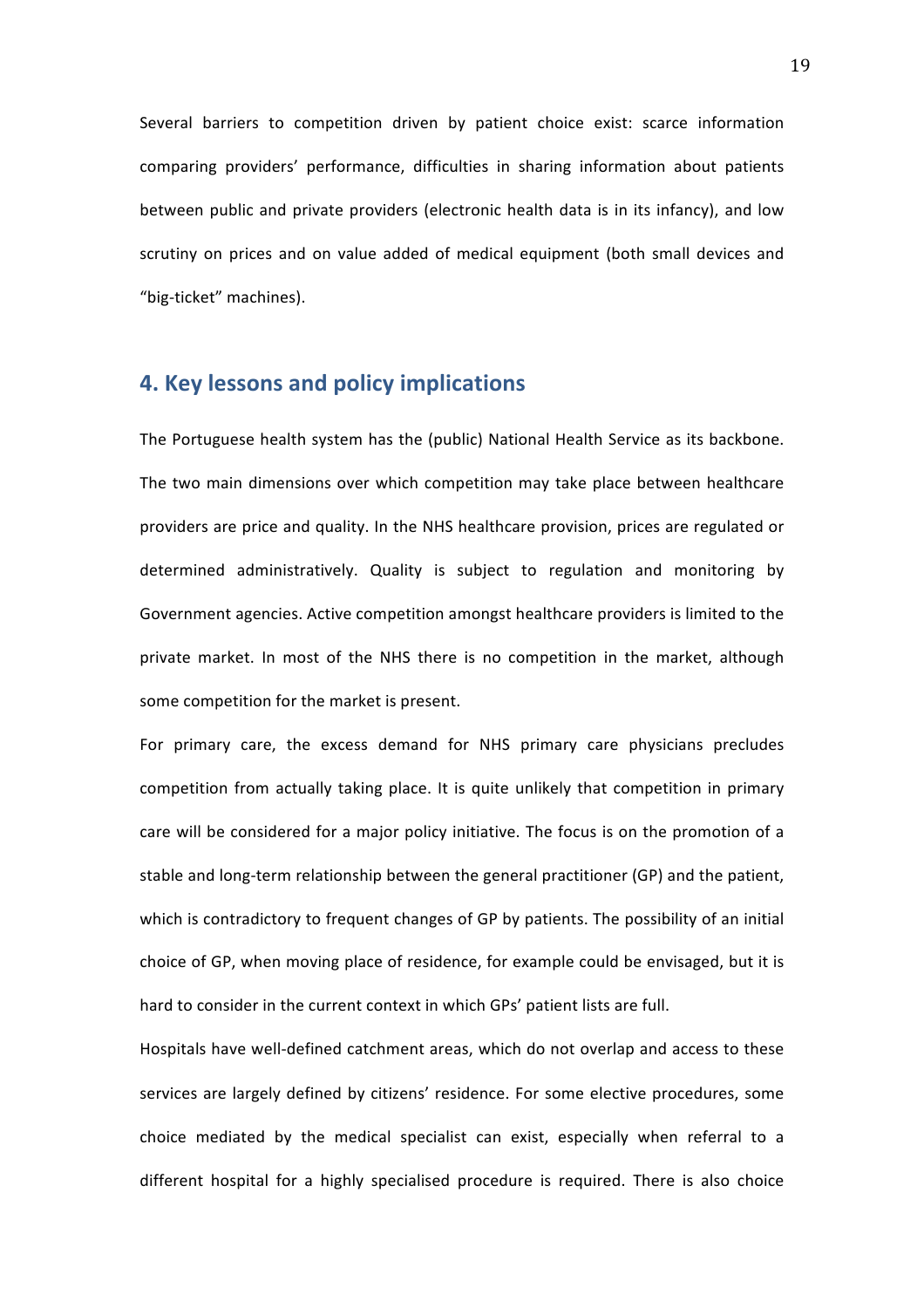Several barriers to competition driven by patient choice exist: scarce information comparing providers' performance, difficulties in sharing information about patients between public and private providers (electronic health data is in its infancy), and low scrutiny on prices and on value added of medical equipment (both small devices and "big-ticket" machines).

## 4. Key lessons and policy implications

The Portuguese health system has the (public) National Health Service as its backbone. The two main dimensions over which competition may take place between healthcare providers are price and quality. In the NHS healthcare provision, prices are regulated or determined administratively. Quality is subject to regulation and monitoring by Government agencies. Active competition amongst healthcare providers is limited to the private market. In most of the NHS there is no competition in the market, although some competition for the market is present.

For primary care, the excess demand for NHS primary care physicians precludes competition from actually taking place. It is quite unlikely that competition in primary care will be considered for a major policy initiative. The focus is on the promotion of a stable and long-term relationship between the general practitioner (GP) and the patient, which is contradictory to frequent changes of GP by patients. The possibility of an initial choice of GP, when moving place of residence, for example could be envisaged, but it is hard to consider in the current context in which GPs' patient lists are full.

Hospitals have well-defined catchment areas, which do not overlap and access to these services are largely defined by citizens' residence. For some elective procedures, some choice mediated by the medical specialist can exist, especially when referral to a different hospital for a highly specialised procedure is required. There is also choice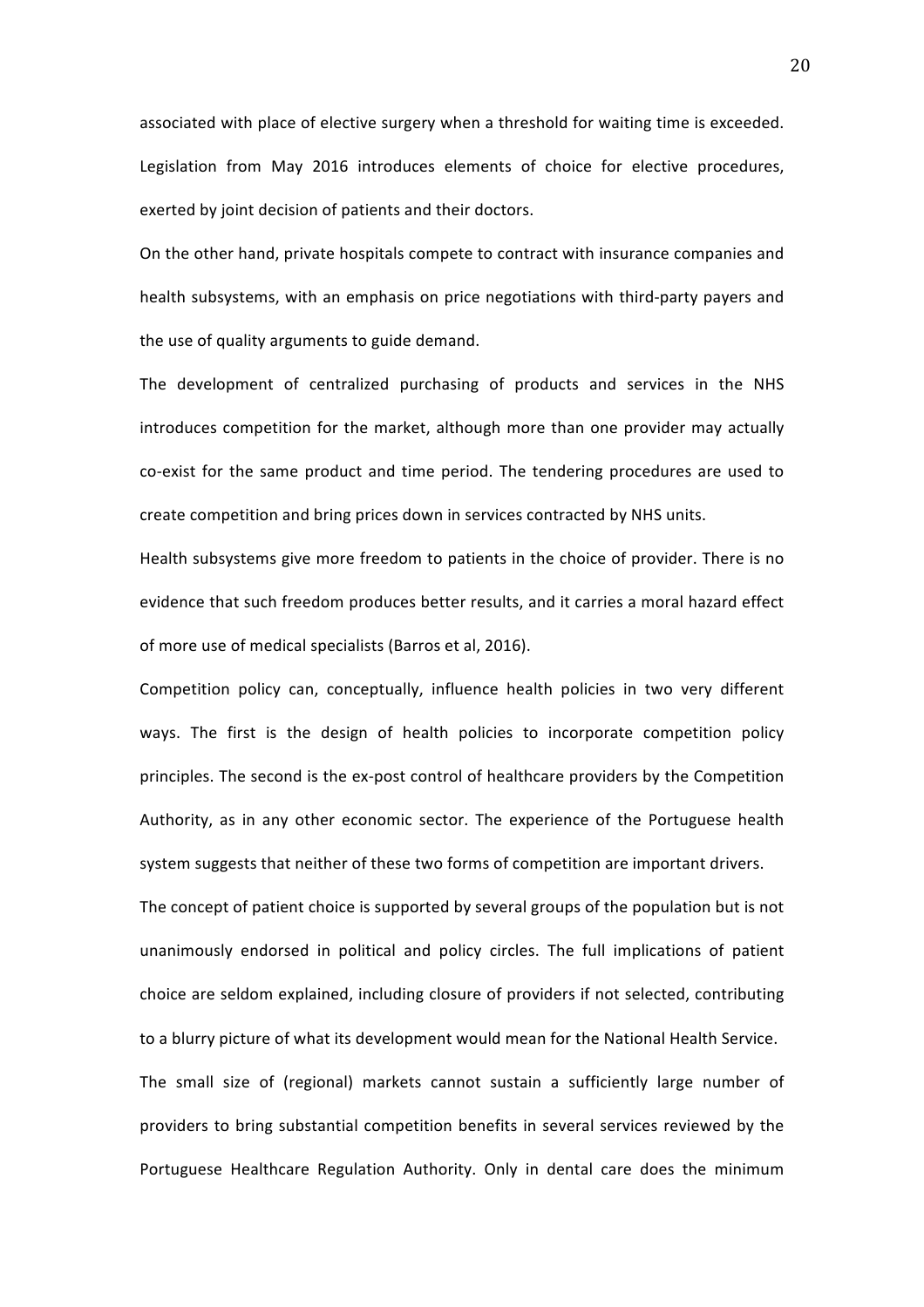associated with place of elective surgery when a threshold for waiting time is exceeded. Legislation from May 2016 introduces elements of choice for elective procedures, exerted by joint decision of patients and their doctors.

On the other hand, private hospitals compete to contract with insurance companies and health subsystems, with an emphasis on price negotiations with third-party payers and the use of quality arguments to guide demand.

The development of centralized purchasing of products and services in the NHS introduces competition for the market, although more than one provider may actually co-exist for the same product and time period. The tendering procedures are used to create competition and bring prices down in services contracted by NHS units.

Health subsystems give more freedom to patients in the choice of provider. There is no evidence that such freedom produces better results, and it carries a moral hazard effect of more use of medical specialists (Barros et al, 2016).

Competition policy can, conceptually, influence health policies in two very different ways. The first is the design of health policies to incorporate competition policy principles. The second is the ex-post control of healthcare providers by the Competition Authority, as in any other economic sector. The experience of the Portuguese health system suggests that neither of these two forms of competition are important drivers.

The concept of patient choice is supported by several groups of the population but is not unanimously endorsed in political and policy circles. The full implications of patient choice are seldom explained, including closure of providers if not selected, contributing to a blurry picture of what its development would mean for the National Health Service.

The small size of (regional) markets cannot sustain a sufficiently large number of providers to bring substantial competition benefits in several services reviewed by the Portuguese Healthcare Regulation Authority. Only in dental care does the minimum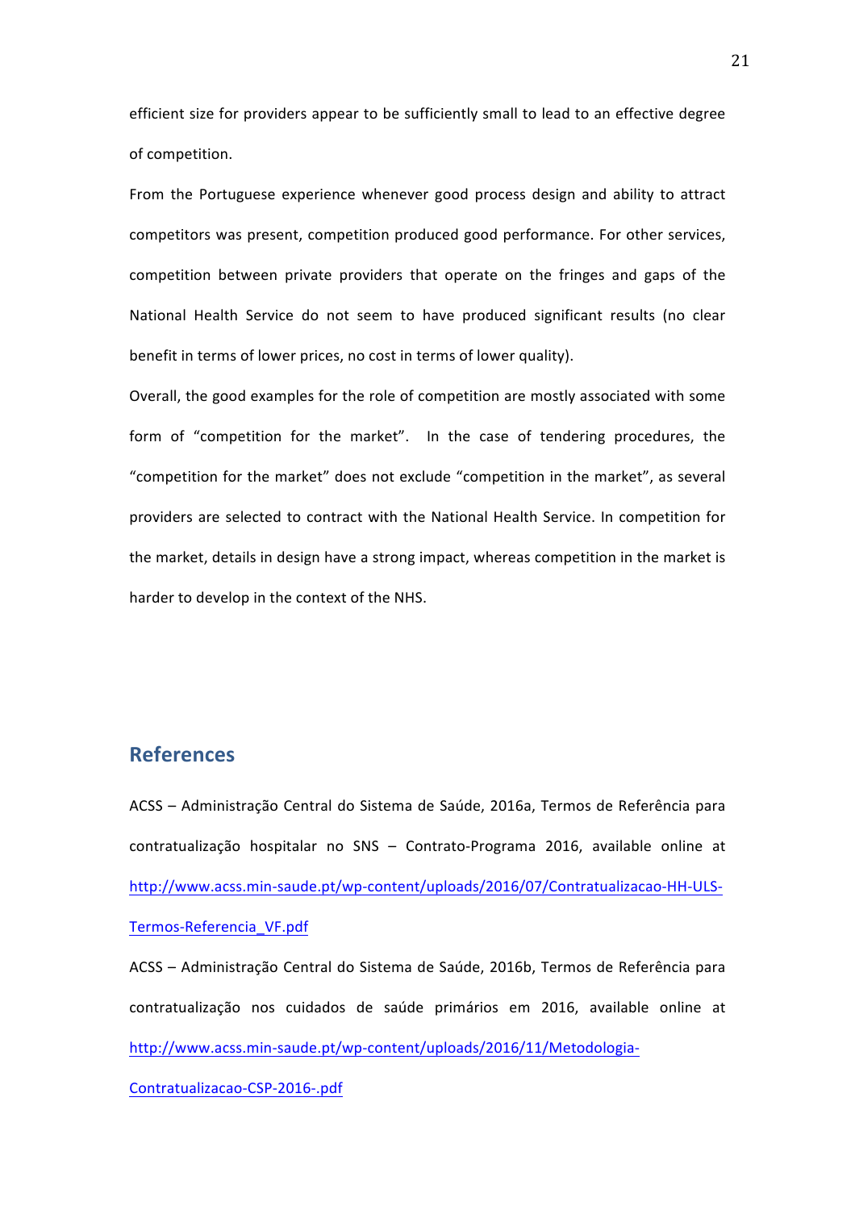efficient size for providers appear to be sufficiently small to lead to an effective degree of competition.

From the Portuguese experience whenever good process design and ability to attract competitors was present, competition produced good performance. For other services, competition between private providers that operate on the fringes and gaps of the National Health Service do not seem to have produced significant results (no clear benefit in terms of lower prices, no cost in terms of lower quality).

Overall, the good examples for the role of competition are mostly associated with some form of "competition for the market". In the case of tendering procedures, the "competition for the market" does not exclude "competition in the market", as several providers are selected to contract with the National Health Service. In competition for the market, details in design have a strong impact, whereas competition in the market is harder to develop in the context of the NHS.

## References

ACSS – Administração Central do Sistema de Saúde, 2016a, Termos de Referência para contratualização hospitalar no SNS – Contrato-Programa 2016, available online at http://www.acss.min-saude.pt/wp-content/uploads/2016/07/Contratualizacao-HH-ULS-Termos-Referencia_VF.pdf

ACSS – Administração Central do Sistema de Saúde, 2016b, Termos de Referência para contratualização nos cuidados de saúde primários em 2016, available online at http://www.acss.min-saude.pt/wp-content/uploads/2016/11/Metodologia-Contratualizacao-CSP-2016-.pdf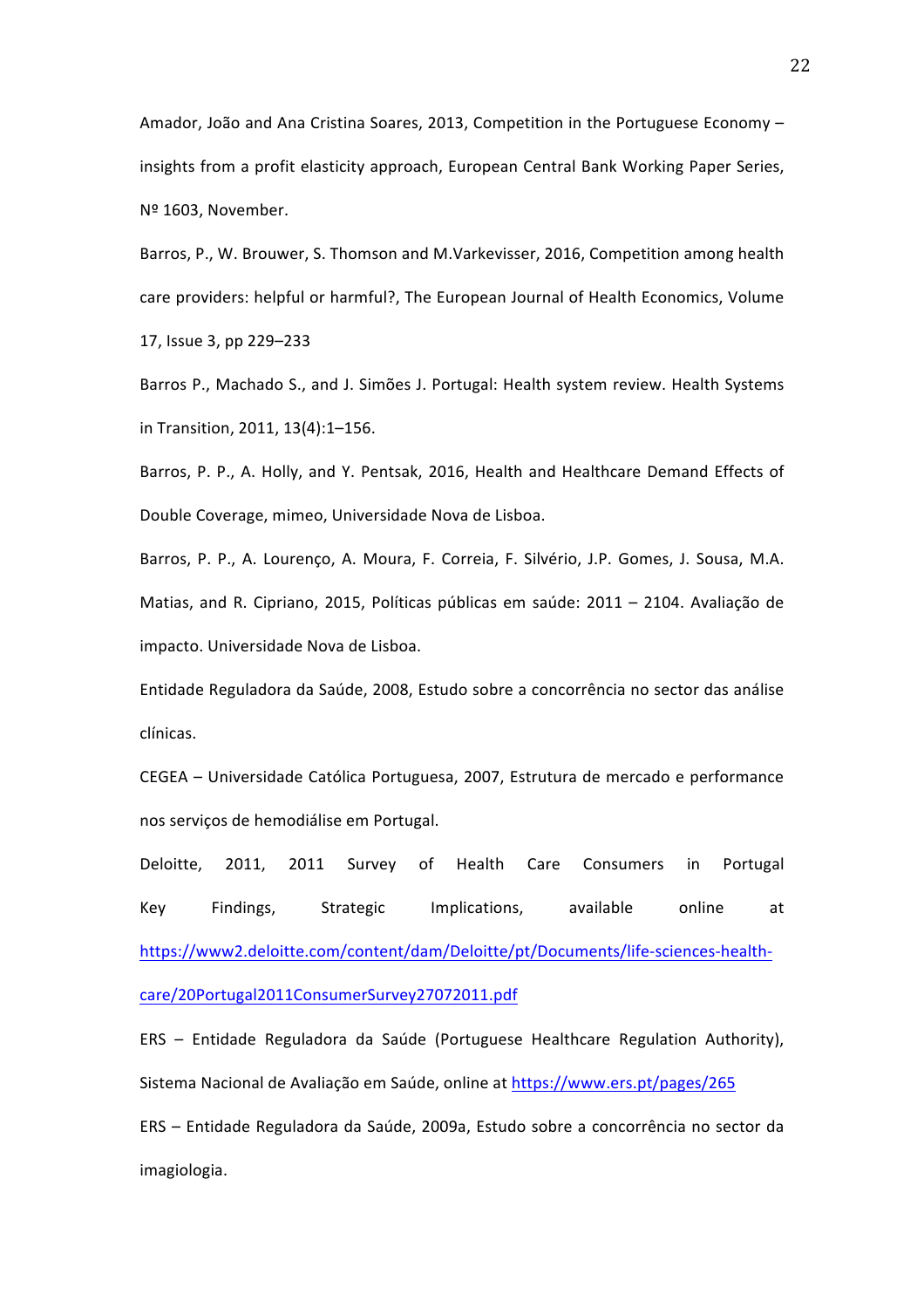Amador, João and Ana Cristina Soares, 2013, Competition in the Portuguese Economy – insights from a profit elasticity approach, European Central Bank Working Paper Series, Nº 1603, November.

Barros, P., W. Brouwer, S. Thomson and M.Varkevisser, 2016, Competition among health care providers: helpful or harmful?, The European Journal of Health Economics, Volume 17, Issue 3, pp 229–233

Barros P., Machado S., and J. Simões J. Portugal: Health system review. Health Systems in Transition, 2011, 13(4):1–156.

Barros, P. P., A. Holly, and Y. Pentsak, 2016, Health and Healthcare Demand Effects of Double Coverage, mimeo, Universidade Nova de Lisboa.

Barros, P. P., A. Lourenço, A. Moura, F. Correia, F. Silvério, J.P. Gomes, J. Sousa, M.A. Matias, and R. Cipriano, 2015, Políticas públicas em saúde: 2011 – 2104. Avaliação de impacto. Universidade Nova de Lisboa.

Entidade Reguladora da Saúde, 2008, Estudo sobre a concorrência no sector das análise clínicas.

CEGEA – Universidade Católica Portuguesa, 2007, Estrutura de mercado e performance nos serviços de hemodiálise em Portugal.

Deloitte, 2011, 2011 Survey of Health Care Consumers in Portugal Key Findings, Strategic Implications, available online at https://www2.deloitte.com/content/dam/Deloitte/pt/Documents/life-sciences-health-care/20Portugal2011ConsumerSurvey27072011.pdf

ERS – Entidade Reguladora da Saúde (Portuguese Healthcare Regulation Authority), Sistema Nacional de Avaliação em Saúde, online at https://www.ers.pt/pages/265

ERS – Entidade Reguladora da Saúde, 2009a, Estudo sobre a concorrência no sector da imagiologia.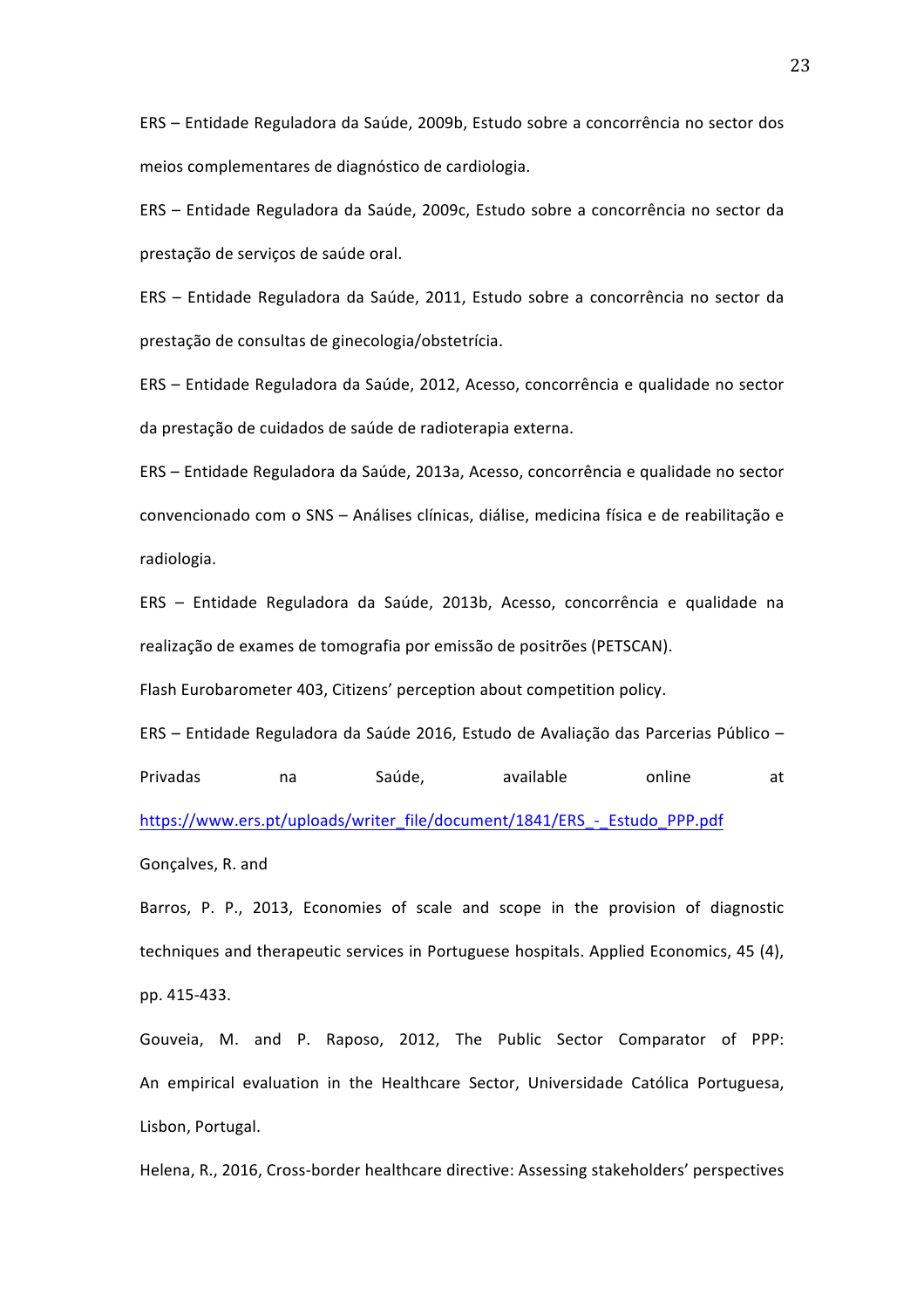ERS – Entidade Reguladora da Saúde, 2009b, Estudo sobre a concorrência no sector dos meios complementares de diagnóstico de cardiologia.

ERS – Entidade Reguladora da Saúde, 2009c, Estudo sobre a concorrência no sector da prestação de serviços de saúde oral.

ERS – Entidade Reguladora da Saúde, 2011, Estudo sobre a concorrência no sector da prestação de consultas de ginecologia/obstetrícia.

ERS – Entidade Reguladora da Saúde, 2012, Acesso, concorrência e qualidade no sector da prestação de cuidados de saúde de radioterapia externa.

ERS – Entidade Reguladora da Saúde, 2013a, Acesso, concorrência e qualidade no sector convencionado com o SNS – Análises clínicas, diálise, medicina física e de reabilitação e radiologia.

ERS – Entidade Reguladora da Saúde, 2013b, Acesso, concorrência e qualidade na realização de exames de tomografia por emissão de positrões (PETSCAN).

Flash Eurobarometer 403, Citizens' perception about competition policy.

ERS – Entidade Reguladora da Saúde 2016, Estudo de Avaliação das Parcerias Público – Privadas na Saúde, available online at https://www.ers.pt/uploads/writer_file/document/1841/ERS_-_Estudo_PPP.pdf

Gonçalves, R. and

Barros, P. P., 2013, Economies of scale and scope in the provision of diagnostic techniques and therapeutic services in Portuguese hospitals. Applied Economics, 45 (4), pp. 415-433.

Gouveia, M. and P. Raposo, 2012, The Public Sector Comparator of PPP: An empirical evaluation in the Healthcare Sector, Universidade Católica Portuguesa, Lisbon, Portugal.

Helena, R., 2016, Cross-border healthcare directive: Assessing stakeholders' perspectives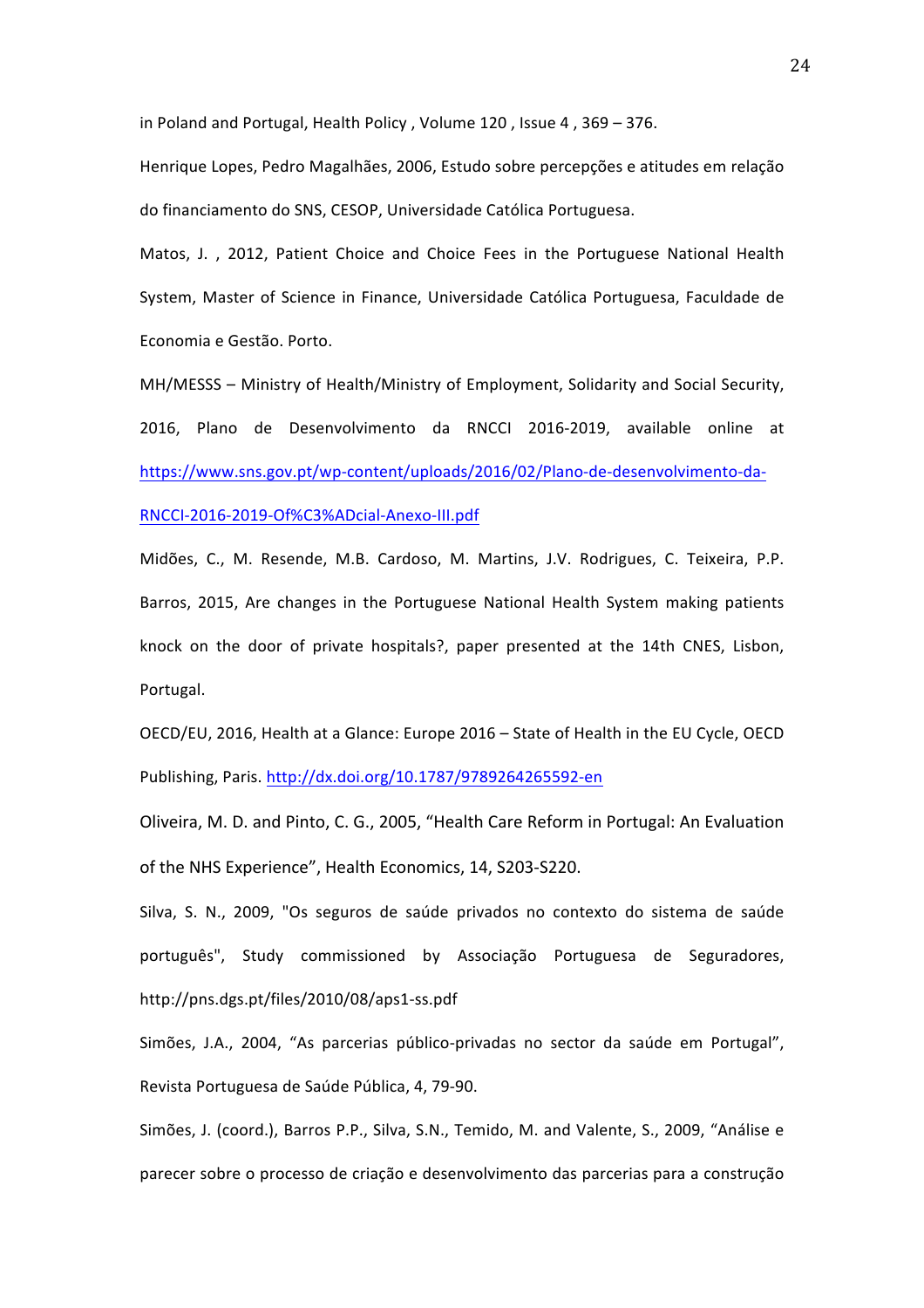in Poland and Portugal, Health Policy , Volume 120 , Issue 4 , 369 – 376.

Henrique Lopes, Pedro Magalhães, 2006, Estudo sobre percepções e atitudes em relação do financiamento do SNS, CESOP, Universidade Católica Portuguesa.

Matos, J. , 2012, Patient Choice and Choice Fees in the Portuguese National Health System, Master of Science in Finance, Universidade Católica Portuguesa, Faculdade de Economia e Gestão. Porto.

MH/MESSS – Ministry of Health/Ministry of Employment, Solidarity and Social Security, 2016, Plano de Desenvolvimento da RNCCI 2016-2019, available online at https://www.sns.gov.pt/wp-content/uploads/2016/02/Plano-de-desenvolvimento-da-RNCCI-2016-2019-Of%C3%ADcial-Anexo-III.pdf

Midões, C., M. Resende, M.B. Cardoso, M. Martins, J.V. Rodrigues, C. Teixeira, P.P. Barros, 2015, Are changes in the Portuguese National Health System making patients knock on the door of private hospitals?, paper presented at the 14th CNES, Lisbon, Portugal.

OECD/EU, 2016, Health at a Glance: Europe 2016 – State of Health in the EU Cycle, OECD Publishing, Paris. http://dx.doi.org/10.1787/9789264265592-en

Oliveira, M. D. and Pinto, C. G., 2005, "Health Care Reform in Portugal: An Evaluation of the NHS Experience", Health Economics, 14, S203-S220.

Silva, S. N., 2009, "Os seguros de saúde privados no contexto do sistema de saúde português", Study commissioned by Associação Portuguesa de Seguradores, http://pns.dgs.pt/files/2010/08/aps1-ss.pdf

Simões, J.A., 2004, "As parcerias público-privadas no sector da saúde em Portugal", Revista Portuguesa de Saúde Pública, 4, 79-90.

Simões, J. (coord.), Barros P.P., Silva, S.N., Temido, M. and Valente, S., 2009, "Análise e parecer sobre o processo de criação e desenvolvimento das parcerias para a construção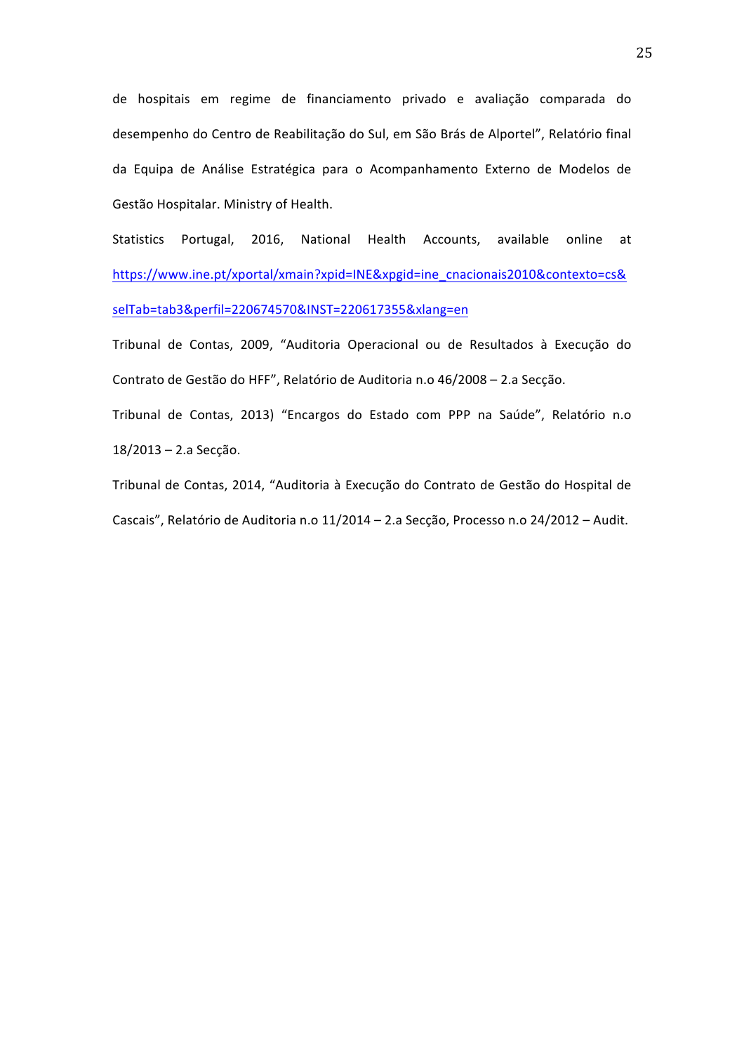de hospitais em regime de financiamento privado e avaliação comparada do desempenho do Centro de Reabilitação do Sul, em São Brás de Alportel", Relatório final da Equipa de Análise Estratégica para o Acompanhamento Externo de Modelos de Gestão Hospitalar. Ministry of Health.

Statistics Portugal, 2016, National Health Accounts, available online at https://www.ine.pt/xportal/xmain?xpid=INE&xpgid=ine_cnacionais2010&contexto=cs&selTab=tab3&perfil=220674570&INST=220617355&xlang=en

Tribunal de Contas, 2009, "Auditoria Operacional ou de Resultados à Execução do Contrato de Gestão do HFF", Relatório de Auditoria n.o 46/2008 – 2.a Secção.

Tribunal de Contas, 2013) "Encargos do Estado com PPP na Saúde", Relatório n.o 18/2013 – 2.a Secção.

Tribunal de Contas, 2014, "Auditoria à Execução do Contrato de Gestão do Hospital de Cascais", Relatório de Auditoria n.o 11/2014 – 2.a Secção, Processo n.o 24/2012 – Audit.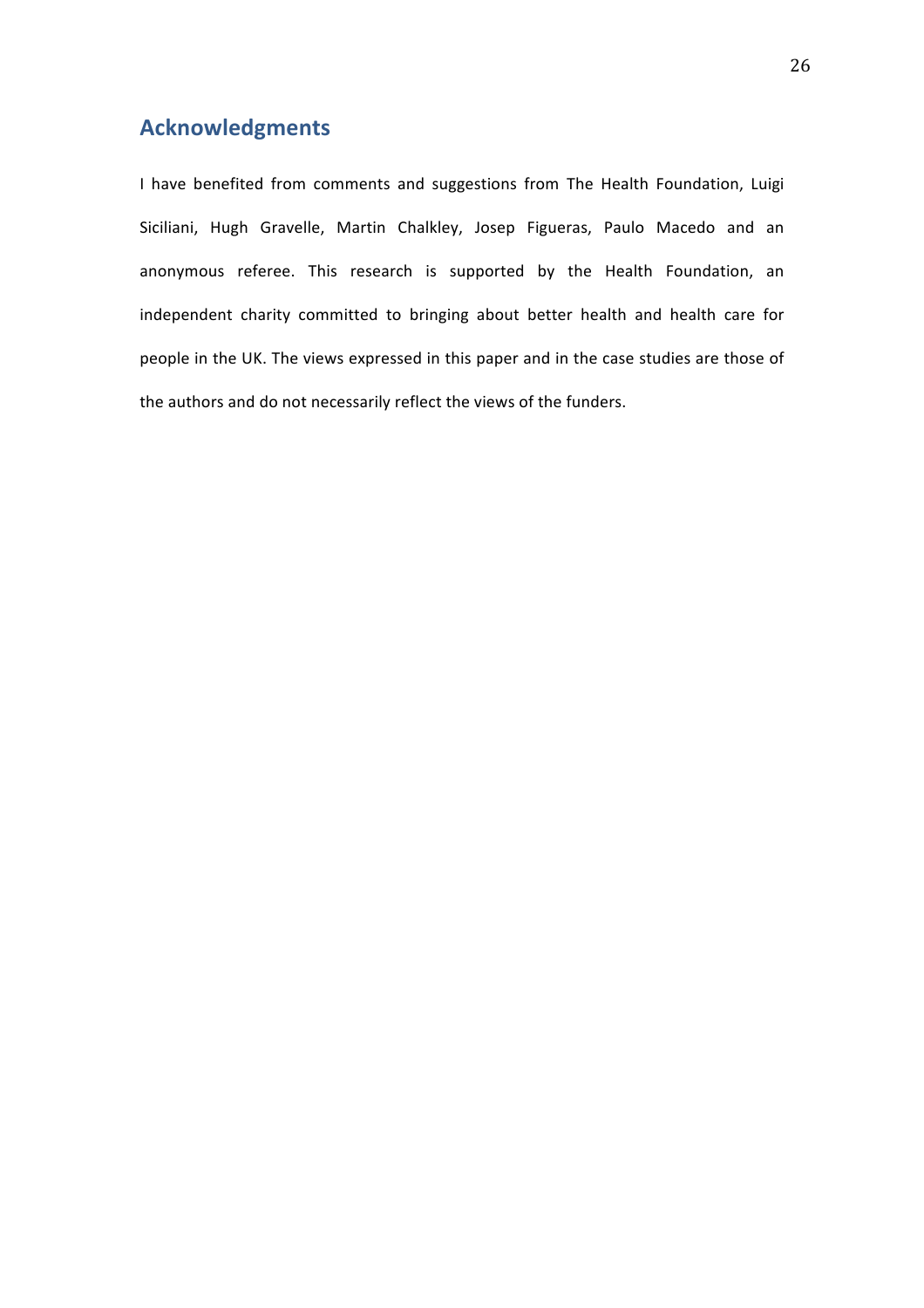## Acknowledgments

I have benefited from comments and suggestions from The Health Foundation, Luigi Siciliani, Hugh Gravelle, Martin Chalkley, Josep Figueras, Paulo Macedo and an anonymous referee. This research is supported by the Health Foundation, an independent charity committed to bringing about better health and health care for people in the UK. The views expressed in this paper and in the case studies are those of the authors and do not necessarily reflect the views of the funders.